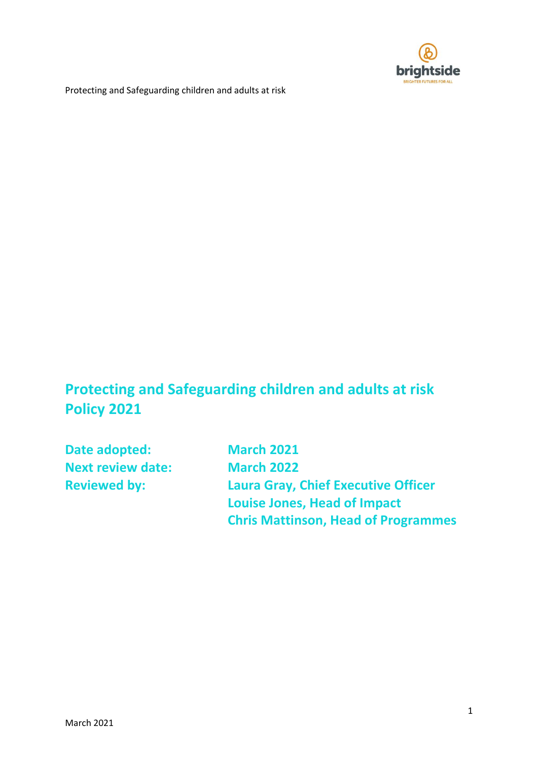# Protecting and Safeguarding children and adults at risk Policy 2021

**Date adopted:** March 2021

**Next review date:** March 2022

**Reviewed by:** Laura Gray, Chief Executive Officer
Louise Jones, Head of Impact
Chris Mattinson, Head of Programmes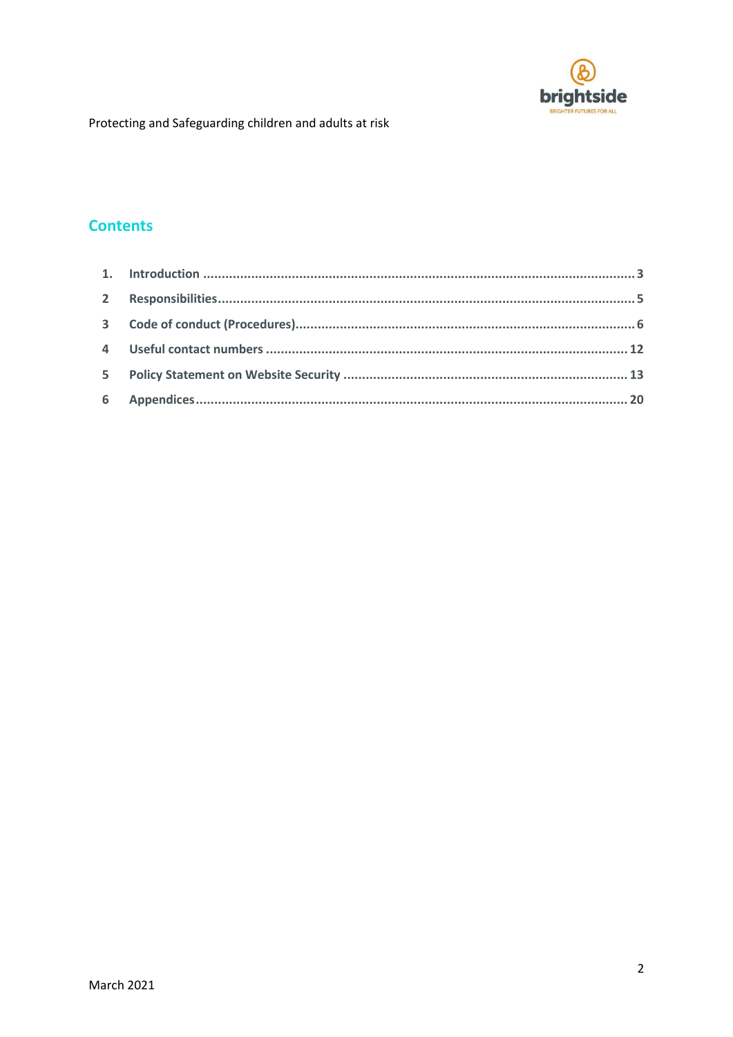## Contents

1. Introduction .... 3
2 Responsibilities .... 5
3 Code of conduct (Procedures) .... 6
4 Useful contact numbers .... 12
5 Policy Statement on Website Security .... 13
6 Appendices .... 20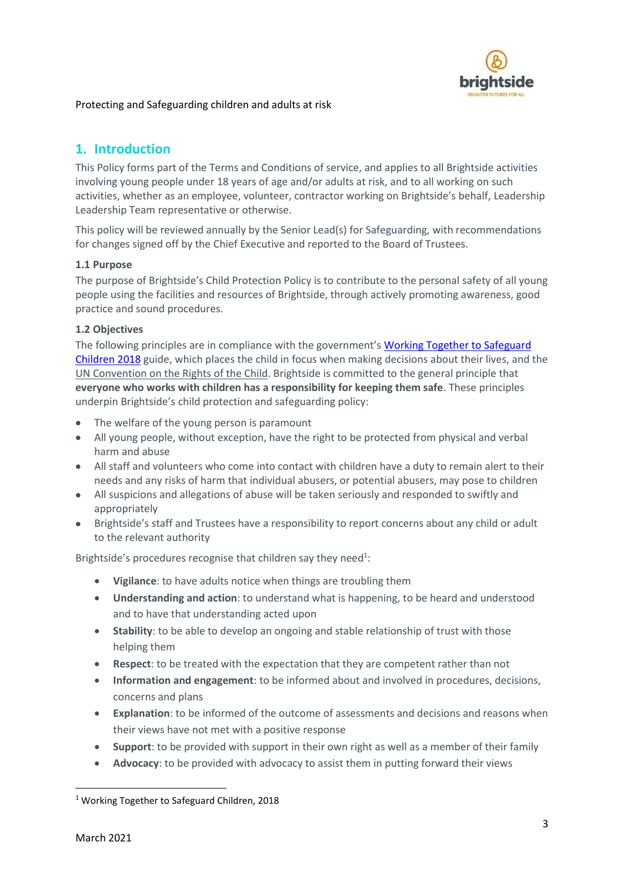Protecting and Safeguarding children and adults at risk

## 1. Introduction

This Policy forms part of the Terms and Conditions of service, and applies to all Brightside activities involving young people under 18 years of age and/or adults at risk, and to all working on such activities, whether as an employee, volunteer, contractor working on Brightside's behalf, Leadership Leadership Team representative or otherwise.

This policy will be reviewed annually by the Senior Lead(s) for Safeguarding, with recommendations for changes signed off by the Chief Executive and reported to the Board of Trustees.

### 1.1 Purpose

The purpose of Brightside's Child Protection Policy is to contribute to the personal safety of all young people using the facilities and resources of Brightside, through actively promoting awareness, good practice and sound procedures.

### 1.2 Objectives

The following principles are in compliance with the government's Working Together to Safeguard Children 2018 guide, which places the child in focus when making decisions about their lives, and the UN Convention on the Rights of the Child. Brightside is committed to the general principle that **everyone who works with children has a responsibility for keeping them safe**. These principles underpin Brightside's child protection and safeguarding policy:

- The welfare of the young person is paramount
- All young people, without exception, have the right to be protected from physical and verbal harm and abuse
- All staff and volunteers who come into contact with children have a duty to remain alert to their needs and any risks of harm that individual abusers, or potential abusers, may pose to children
- All suspicions and allegations of abuse will be taken seriously and responded to swiftly and appropriately
- Brightside's staff and Trustees have a responsibility to report concerns about any child or adult to the relevant authority

Brightside's procedures recognise that children say they need[1]:

- **Vigilance**: to have adults notice when things are troubling them
- **Understanding and action**: to understand what is happening, to be heard and understood and to have that understanding acted upon
- **Stability**: to be able to develop an ongoing and stable relationship of trust with those helping them
- **Respect**: to be treated with the expectation that they are competent rather than not
- **Information and engagement**: to be informed about and involved in procedures, decisions, concerns and plans
- **Explanation**: to be informed of the outcome of assessments and decisions and reasons when their views have not met with a positive response
- **Support**: to be provided with support in their own right as well as a member of their family
- **Advocacy**: to be provided with advocacy to assist them in putting forward their views

[1] Working Together to Safeguard Children, 2018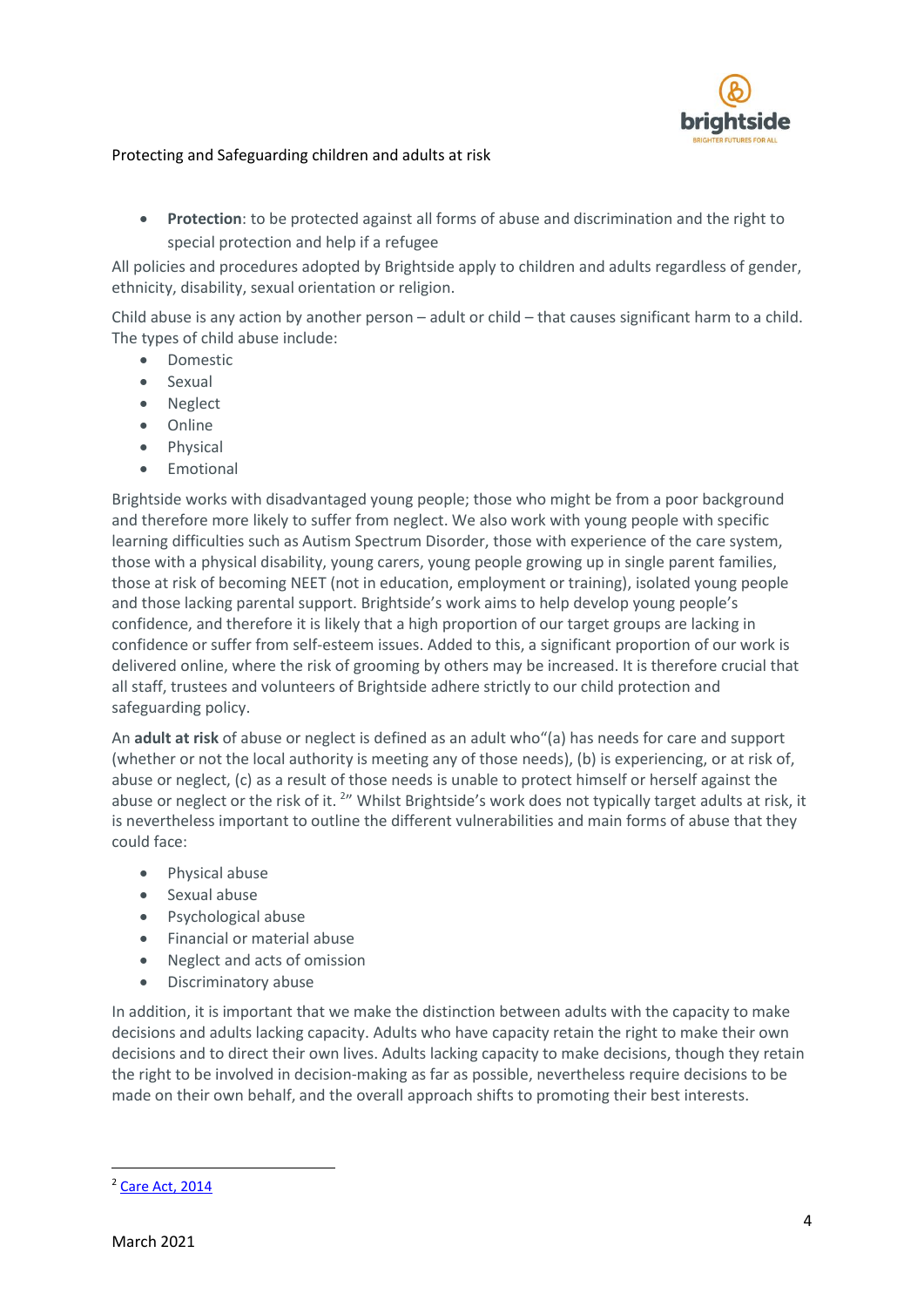- **Protection**: to be protected against all forms of abuse and discrimination and the right to special protection and help if a refugee

All policies and procedures adopted by Brightside apply to children and adults regardless of gender, ethnicity, disability, sexual orientation or religion.

Child abuse is any action by another person – adult or child – that causes significant harm to a child. The types of child abuse include:

- Domestic
- Sexual
- Neglect
- Online
- Physical
- Emotional

Brightside works with disadvantaged young people; those who might be from a poor background and therefore more likely to suffer from neglect. We also work with young people with specific learning difficulties such as Autism Spectrum Disorder, those with experience of the care system, those with a physical disability, young carers, young people growing up in single parent families, those at risk of becoming NEET (not in education, employment or training), isolated young people and those lacking parental support. Brightside's work aims to help develop young people's confidence, and therefore it is likely that a high proportion of our target groups are lacking in confidence or suffer from self-esteem issues. Added to this, a significant proportion of our work is delivered online, where the risk of grooming by others may be increased. It is therefore crucial that all staff, trustees and volunteers of Brightside adhere strictly to our child protection and safeguarding policy.

An **adult at risk** of abuse or neglect is defined as an adult who"(a) has needs for care and support (whether or not the local authority is meeting any of those needs), (b) is experiencing, or at risk of, abuse or neglect, (c) as a result of those needs is unable to protect himself or herself against the abuse or neglect or the risk of it. [2]" Whilst Brightside's work does not typically target adults at risk, it is nevertheless important to outline the different vulnerabilities and main forms of abuse that they could face:

- Physical abuse
- Sexual abuse
- Psychological abuse
- Financial or material abuse
- Neglect and acts of omission
- Discriminatory abuse

In addition, it is important that we make the distinction between adults with the capacity to make decisions and adults lacking capacity. Adults who have capacity retain the right to make their own decisions and to direct their own lives. Adults lacking capacity to make decisions, though they retain the right to be involved in decision-making as far as possible, nevertheless require decisions to be made on their own behalf, and the overall approach shifts to promoting their best interests.

---

[2] Care Act, 2014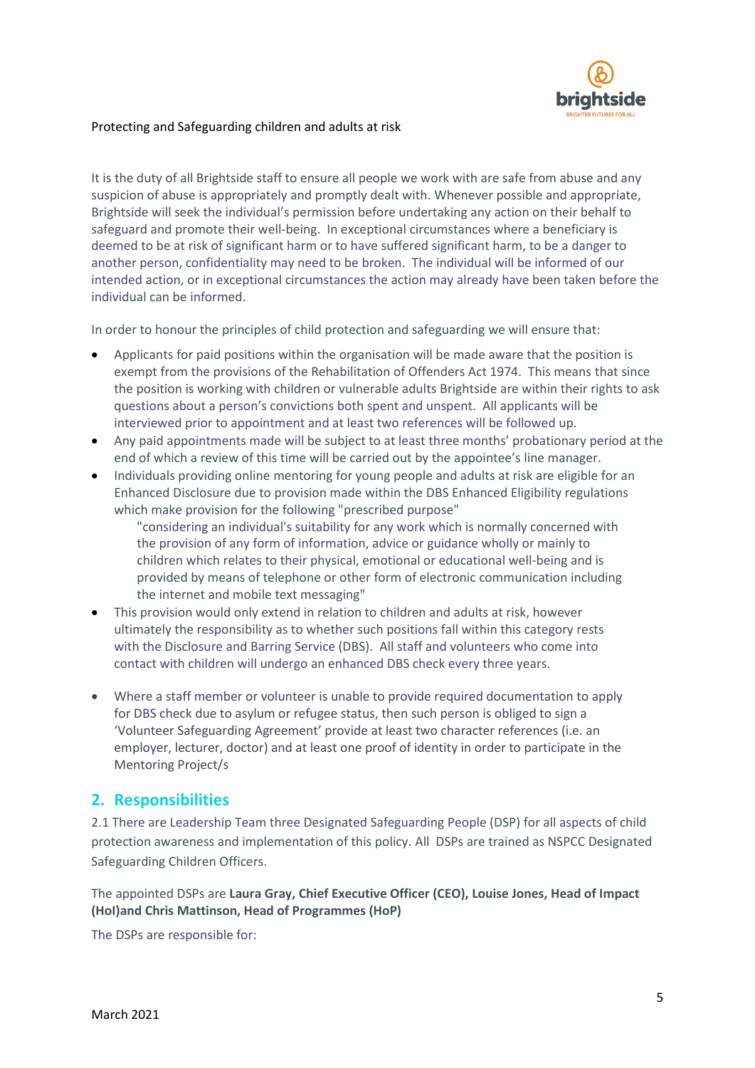Protecting and Safeguarding children and adults at risk

It is the duty of all Brightside staff to ensure all people we work with are safe from abuse and any suspicion of abuse is appropriately and promptly dealt with. Whenever possible and appropriate, Brightside will seek the individual's permission before undertaking any action on their behalf to safeguard and promote their well-being. In exceptional circumstances where a beneficiary is deemed to be at risk of significant harm or to have suffered significant harm, to be a danger to another person, confidentiality may need to be broken. The individual will be informed of our intended action, or in exceptional circumstances the action may already have been taken before the individual can be informed.

In order to honour the principles of child protection and safeguarding we will ensure that:

- Applicants for paid positions within the organisation will be made aware that the position is exempt from the provisions of the Rehabilitation of Offenders Act 1974. This means that since the position is working with children or vulnerable adults Brightside are within their rights to ask questions about a person's convictions both spent and unspent. All applicants will be interviewed prior to appointment and at least two references will be followed up.
- Any paid appointments made will be subject to at least three months' probationary period at the end of which a review of this time will be carried out by the appointee's line manager.
- Individuals providing online mentoring for young people and adults at risk are eligible for an Enhanced Disclosure due to provision made within the DBS Enhanced Eligibility regulations which make provision for the following "prescribed purpose"

  "considering an individual's suitability for any work which is normally concerned with the provision of any form of information, advice or guidance wholly or mainly to children which relates to their physical, emotional or educational well-being and is provided by means of telephone or other form of electronic communication including the internet and mobile text messaging"
- This provision would only extend in relation to children and adults at risk, however ultimately the responsibility as to whether such positions fall within this category rests with the Disclosure and Barring Service (DBS). All staff and volunteers who come into contact with children will undergo an enhanced DBS check every three years.
- Where a staff member or volunteer is unable to provide required documentation to apply for DBS check due to asylum or refugee status, then such person is obliged to sign a 'Volunteer Safeguarding Agreement' provide at least two character references (i.e. an employer, lecturer, doctor) and at least one proof of identity in order to participate in the Mentoring Project/s

## 2. Responsibilities

2.1 There are Leadership Team three Designated Safeguarding People (DSP) for all aspects of child protection awareness and implementation of this policy. All DSPs are trained as NSPCC Designated Safeguarding Children Officers.

The appointed DSPs are **Laura Gray, Chief Executive Officer (CEO), Louise Jones, Head of Impact (HoI)and Chris Mattinson, Head of Programmes (HoP)**

The DSPs are responsible for: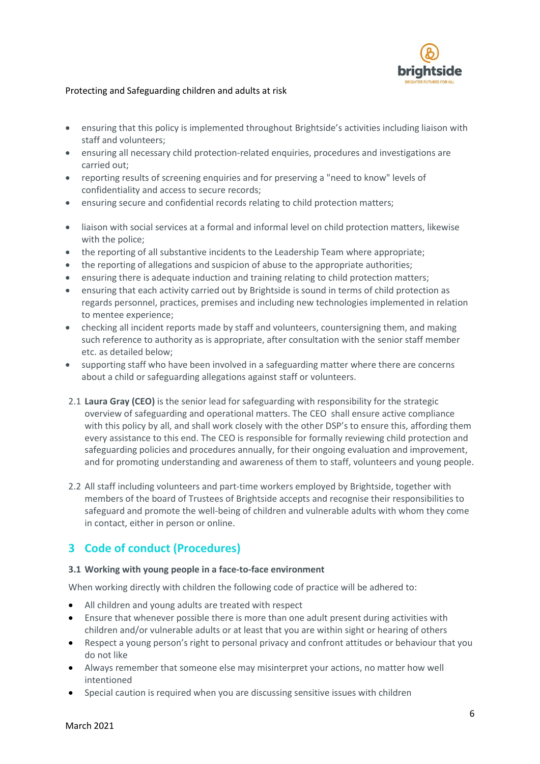- ensuring that this policy is implemented throughout Brightside's activities including liaison with staff and volunteers;
- ensuring all necessary child protection-related enquiries, procedures and investigations are carried out;
- reporting results of screening enquiries and for preserving a "need to know" levels of confidentiality and access to secure records;
- ensuring secure and confidential records relating to child protection matters;
- liaison with social services at a formal and informal level on child protection matters, likewise with the police;
- the reporting of all substantive incidents to the Leadership Team where appropriate;
- the reporting of allegations and suspicion of abuse to the appropriate authorities;
- ensuring there is adequate induction and training relating to child protection matters;
- ensuring that each activity carried out by Brightside is sound in terms of child protection as regards personnel, practices, premises and including new technologies implemented in relation to mentee experience;
- checking all incident reports made by staff and volunteers, countersigning them, and making such reference to authority as is appropriate, after consultation with the senior staff member etc. as detailed below;
- supporting staff who have been involved in a safeguarding matter where there are concerns about a child or safeguarding allegations against staff or volunteers.

2.1 **Laura Gray (CEO)** is the senior lead for safeguarding with responsibility for the strategic overview of safeguarding and operational matters. The CEO shall ensure active compliance with this policy by all, and shall work closely with the other DSP's to ensure this, affording them every assistance to this end. The CEO is responsible for formally reviewing child protection and safeguarding policies and procedures annually, for their ongoing evaluation and improvement, and for promoting understanding and awareness of them to staff, volunteers and young people.

2.2 All staff including volunteers and part-time workers employed by Brightside, together with members of the board of Trustees of Brightside accepts and recognise their responsibilities to safeguard and promote the well-being of children and vulnerable adults with whom they come in contact, either in person or online.

## 3 Code of conduct (Procedures)

### 3.1 Working with young people in a face-to-face environment

When working directly with children the following code of practice will be adhered to:

- All children and young adults are treated with respect
- Ensure that whenever possible there is more than one adult present during activities with children and/or vulnerable adults or at least that you are within sight or hearing of others
- Respect a young person's right to personal privacy and confront attitudes or behaviour that you do not like
- Always remember that someone else may misinterpret your actions, no matter how well intentioned
- Special caution is required when you are discussing sensitive issues with children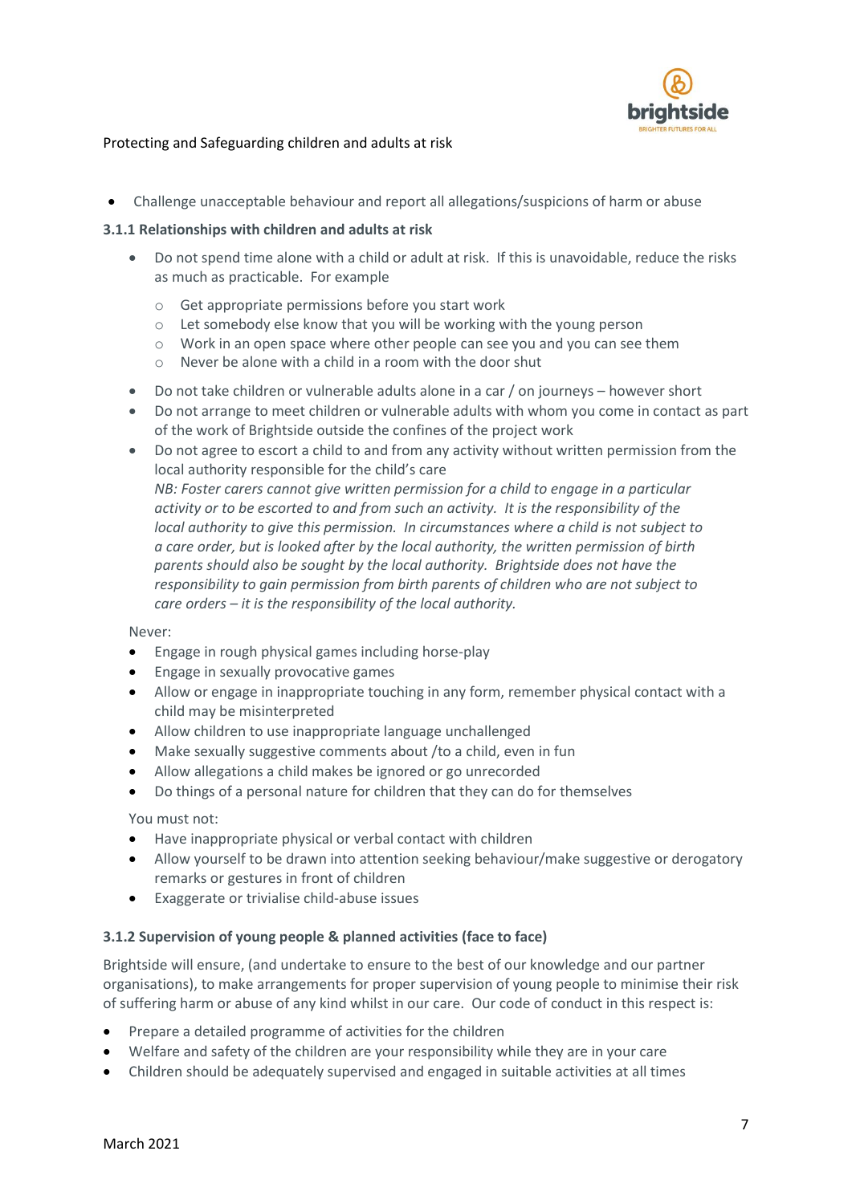- Challenge unacceptable behaviour and report all allegations/suspicions of harm or abuse

### 3.1.1 Relationships with children and adults at risk

- Do not spend time alone with a child or adult at risk. If this is unavoidable, reduce the risks as much as practicable. For example
  - Get appropriate permissions before you start work
  - Let somebody else know that you will be working with the young person
  - Work in an open space where other people can see you and you can see them
  - Never be alone with a child in a room with the door shut
- Do not take children or vulnerable adults alone in a car / on journeys – however short
- Do not arrange to meet children or vulnerable adults with whom you come in contact as part of the work of Brightside outside the confines of the project work
- Do not agree to escort a child to and from any activity without written permission from the local authority responsible for the child's care
  *NB: Foster carers cannot give written permission for a child to engage in a particular activity or to be escorted to and from such an activity. It is the responsibility of the local authority to give this permission. In circumstances where a child is not subject to a care order, but is looked after by the local authority, the written permission of birth parents should also be sought by the local authority. Brightside does not have the responsibility to gain permission from birth parents of children who are not subject to care orders – it is the responsibility of the local authority.*

Never:

- Engage in rough physical games including horse-play
- Engage in sexually provocative games
- Allow or engage in inappropriate touching in any form, remember physical contact with a child may be misinterpreted
- Allow children to use inappropriate language unchallenged
- Make sexually suggestive comments about /to a child, even in fun
- Allow allegations a child makes be ignored or go unrecorded
- Do things of a personal nature for children that they can do for themselves

You must not:

- Have inappropriate physical or verbal contact with children
- Allow yourself to be drawn into attention seeking behaviour/make suggestive or derogatory remarks or gestures in front of children
- Exaggerate or trivialise child-abuse issues

### 3.1.2 Supervision of young people & planned activities (face to face)

Brightside will ensure, (and undertake to ensure to the best of our knowledge and our partner organisations), to make arrangements for proper supervision of young people to minimise their risk of suffering harm or abuse of any kind whilst in our care. Our code of conduct in this respect is:

- Prepare a detailed programme of activities for the children
- Welfare and safety of the children are your responsibility while they are in your care
- Children should be adequately supervised and engaged in suitable activities at all times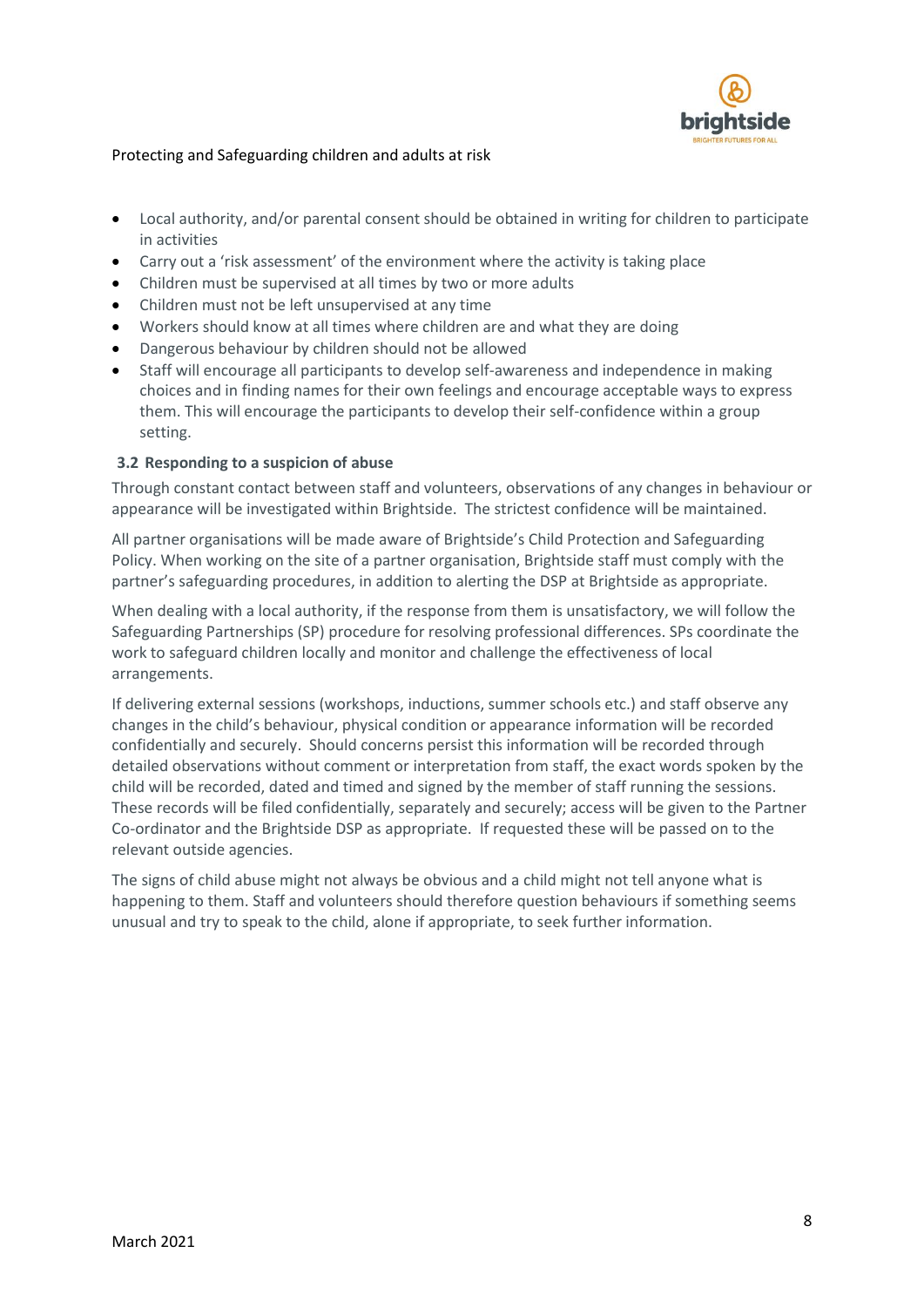- Local authority, and/or parental consent should be obtained in writing for children to participate in activities
- Carry out a 'risk assessment' of the environment where the activity is taking place
- Children must be supervised at all times by two or more adults
- Children must not be left unsupervised at any time
- Workers should know at all times where children are and what they are doing
- Dangerous behaviour by children should not be allowed
- Staff will encourage all participants to develop self-awareness and independence in making choices and in finding names for their own feelings and encourage acceptable ways to express them. This will encourage the participants to develop their self-confidence within a group setting.

### 3.2 Responding to a suspicion of abuse

Through constant contact between staff and volunteers, observations of any changes in behaviour or appearance will be investigated within Brightside. The strictest confidence will be maintained.

All partner organisations will be made aware of Brightside's Child Protection and Safeguarding Policy. When working on the site of a partner organisation, Brightside staff must comply with the partner's safeguarding procedures, in addition to alerting the DSP at Brightside as appropriate.

When dealing with a local authority, if the response from them is unsatisfactory, we will follow the Safeguarding Partnerships (SP) procedure for resolving professional differences. SPs coordinate the work to safeguard children locally and monitor and challenge the effectiveness of local arrangements.

If delivering external sessions (workshops, inductions, summer schools etc.) and staff observe any changes in the child's behaviour, physical condition or appearance information will be recorded confidentially and securely. Should concerns persist this information will be recorded through detailed observations without comment or interpretation from staff, the exact words spoken by the child will be recorded, dated and timed and signed by the member of staff running the sessions. These records will be filed confidentially, separately and securely; access will be given to the Partner Co-ordinator and the Brightside DSP as appropriate. If requested these will be passed on to the relevant outside agencies.

The signs of child abuse might not always be obvious and a child might not tell anyone what is happening to them. Staff and volunteers should therefore question behaviours if something seems unusual and try to speak to the child, alone if appropriate, to seek further information.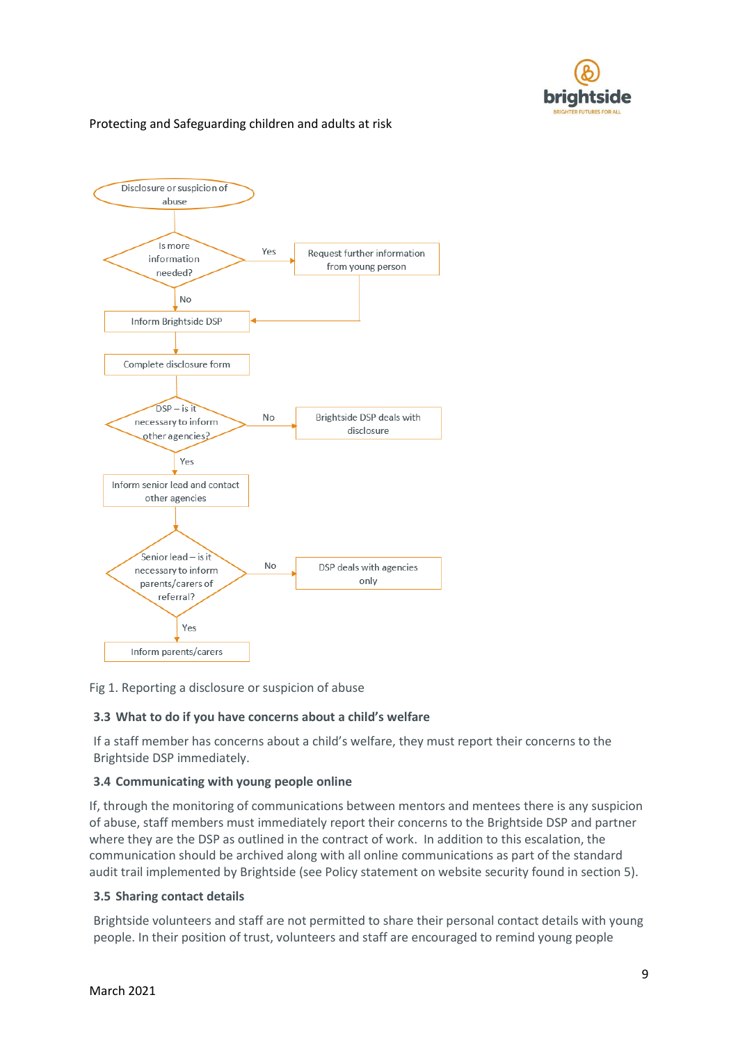Disclosure or suspicion of abuse

Is more information needed?
- Yes → Request further information from young person → Inform Brightside DSP
- No → Inform Brightside DSP

Inform Brightside DSP → Complete disclosure form

DSP – is it necessary to inform other agencies?
- No → Brightside DSP deals with disclosure
- Yes → Inform senior lead and contact other agencies

Senior lead – is it necessary to inform parents/carers of referral?
- No → DSP deals with agencies only
- Yes → Inform parents/carers

Fig 1. Reporting a disclosure or suspicion of abuse

### 3.3 What to do if you have concerns about a child's welfare

If a staff member has concerns about a child's welfare, they must report their concerns to the Brightside DSP immediately.

### 3.4 Communicating with young people online

If, through the monitoring of communications between mentors and mentees there is any suspicion of abuse, staff members must immediately report their concerns to the Brightside DSP and partner where they are the DSP as outlined in the contract of work. In addition to this escalation, the communication should be archived along with all online communications as part of the standard audit trail implemented by Brightside (see Policy statement on website security found in section 5).

### 3.5 Sharing contact details

Brightside volunteers and staff are not permitted to share their personal contact details with young people. In their position of trust, volunteers and staff are encouraged to remind young people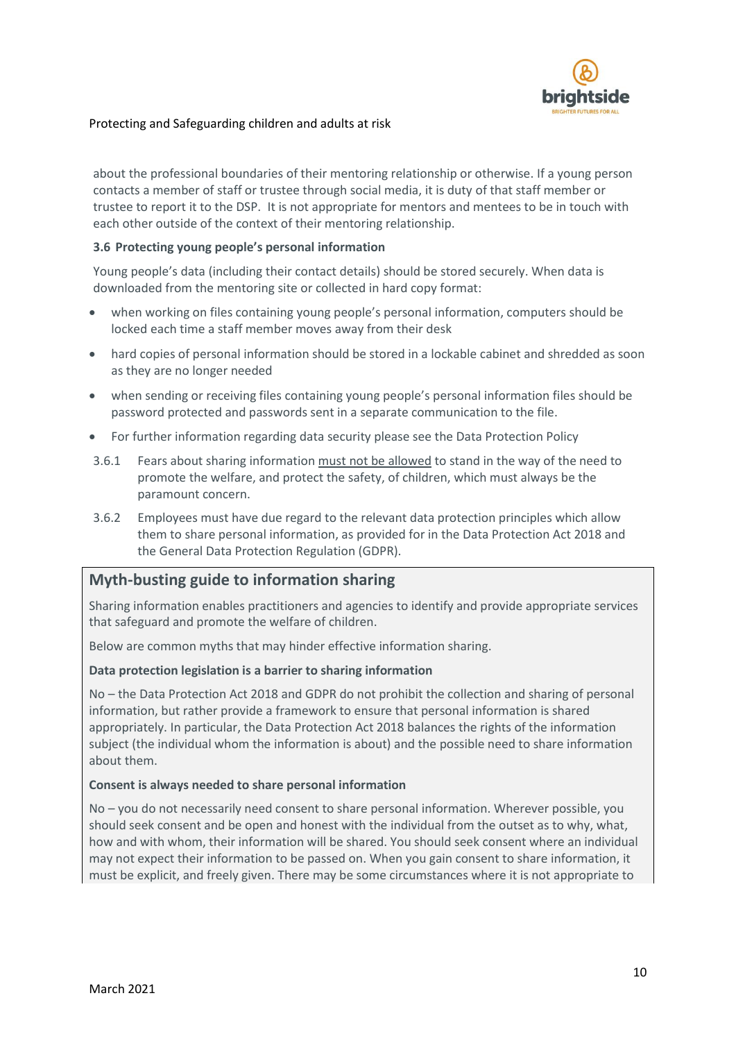about the professional boundaries of their mentoring relationship or otherwise. If a young person contacts a member of staff or trustee through social media, it is duty of that staff member or trustee to report it to the DSP. It is not appropriate for mentors and mentees to be in touch with each other outside of the context of their mentoring relationship.

### 3.6 Protecting young people's personal information

Young people's data (including their contact details) should be stored securely. When data is downloaded from the mentoring site or collected in hard copy format:

- when working on files containing young people's personal information, computers should be locked each time a staff member moves away from their desk
- hard copies of personal information should be stored in a lockable cabinet and shredded as soon as they are no longer needed
- when sending or receiving files containing young people's personal information files should be password protected and passwords sent in a separate communication to the file.
- For further information regarding data security please see the Data Protection Policy

3.6.1 Fears about sharing information must not be allowed to stand in the way of the need to promote the welfare, and protect the safety, of children, which must always be the paramount concern.

3.6.2 Employees must have due regard to the relevant data protection principles which allow them to share personal information, as provided for in the Data Protection Act 2018 and the General Data Protection Regulation (GDPR).

## Myth-busting guide to information sharing

Sharing information enables practitioners and agencies to identify and provide appropriate services that safeguard and promote the welfare of children.

Below are common myths that may hinder effective information sharing.

**Data protection legislation is a barrier to sharing information**

No – the Data Protection Act 2018 and GDPR do not prohibit the collection and sharing of personal information, but rather provide a framework to ensure that personal information is shared appropriately. In particular, the Data Protection Act 2018 balances the rights of the information subject (the individual whom the information is about) and the possible need to share information about them.

**Consent is always needed to share personal information**

No – you do not necessarily need consent to share personal information. Wherever possible, you should seek consent and be open and honest with the individual from the outset as to why, what, how and with whom, their information will be shared. You should seek consent where an individual may not expect their information to be passed on. When you gain consent to share information, it must be explicit, and freely given. There may be some circumstances where it is not appropriate to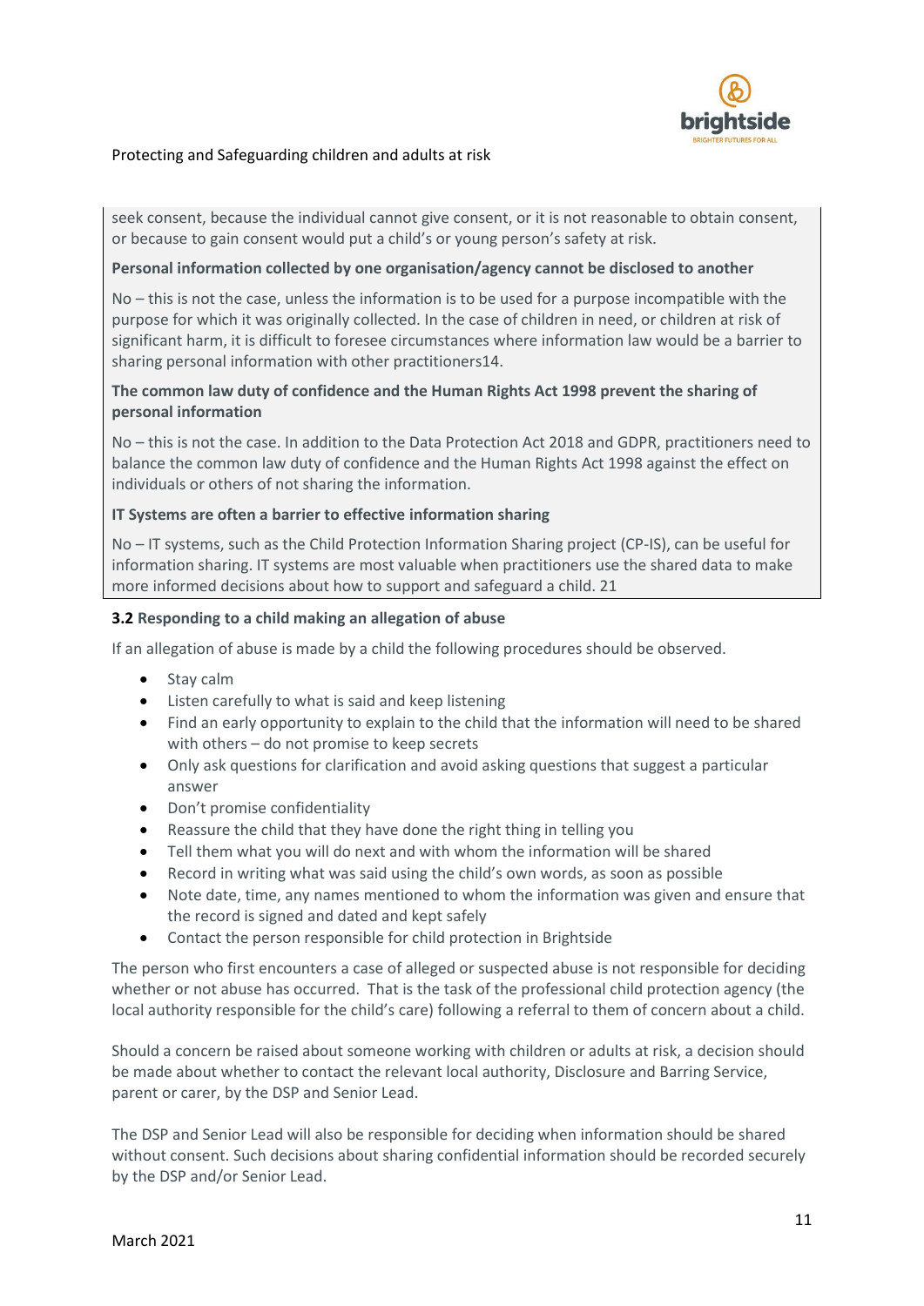seek consent, because the individual cannot give consent, or it is not reasonable to obtain consent, or because to gain consent would put a child's or young person's safety at risk.

**Personal information collected by one organisation/agency cannot be disclosed to another**

No – this is not the case, unless the information is to be used for a purpose incompatible with the purpose for which it was originally collected. In the case of children in need, or children at risk of significant harm, it is difficult to foresee circumstances where information law would be a barrier to sharing personal information with other practitioners14.

**The common law duty of confidence and the Human Rights Act 1998 prevent the sharing of personal information**

No – this is not the case. In addition to the Data Protection Act 2018 and GDPR, practitioners need to balance the common law duty of confidence and the Human Rights Act 1998 against the effect on individuals or others of not sharing the information.

**IT Systems are often a barrier to effective information sharing**

No – IT systems, such as the Child Protection Information Sharing project (CP-IS), can be useful for information sharing. IT systems are most valuable when practitioners use the shared data to make more informed decisions about how to support and safeguard a child. 21

### 3.2 Responding to a child making an allegation of abuse

If an allegation of abuse is made by a child the following procedures should be observed.

- Stay calm
- Listen carefully to what is said and keep listening
- Find an early opportunity to explain to the child that the information will need to be shared with others – do not promise to keep secrets
- Only ask questions for clarification and avoid asking questions that suggest a particular answer
- Don't promise confidentiality
- Reassure the child that they have done the right thing in telling you
- Tell them what you will do next and with whom the information will be shared
- Record in writing what was said using the child's own words, as soon as possible
- Note date, time, any names mentioned to whom the information was given and ensure that the record is signed and dated and kept safely
- Contact the person responsible for child protection in Brightside

The person who first encounters a case of alleged or suspected abuse is not responsible for deciding whether or not abuse has occurred. That is the task of the professional child protection agency (the local authority responsible for the child's care) following a referral to them of concern about a child.

Should a concern be raised about someone working with children or adults at risk, a decision should be made about whether to contact the relevant local authority, Disclosure and Barring Service, parent or carer, by the DSP and Senior Lead.

The DSP and Senior Lead will also be responsible for deciding when information should be shared without consent. Such decisions about sharing confidential information should be recorded securely by the DSP and/or Senior Lead.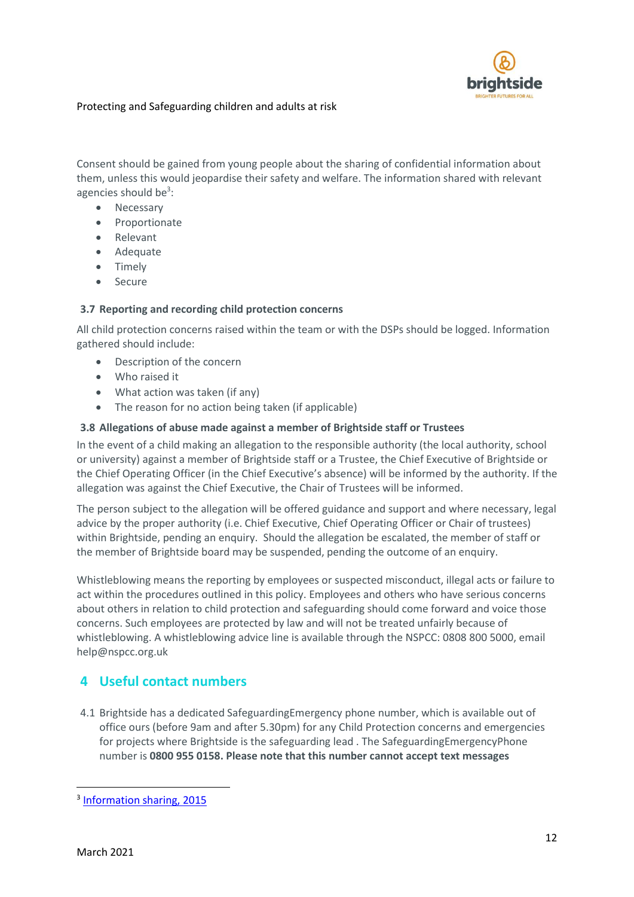Consent should be gained from young people about the sharing of confidential information about them, unless this would jeopardise their safety and welfare. The information shared with relevant agencies should be[3]:

- Necessary
- Proportionate
- Relevant
- Adequate
- Timely
- Secure

### 3.7 Reporting and recording child protection concerns

All child protection concerns raised within the team or with the DSPs should be logged. Information gathered should include:

- Description of the concern
- Who raised it
- What action was taken (if any)
- The reason for no action being taken (if applicable)

### 3.8 Allegations of abuse made against a member of Brightside staff or Trustees

In the event of a child making an allegation to the responsible authority (the local authority, school or university) against a member of Brightside staff or a Trustee, the Chief Executive of Brightside or the Chief Operating Officer (in the Chief Executive's absence) will be informed by the authority. If the allegation was against the Chief Executive, the Chair of Trustees will be informed.

The person subject to the allegation will be offered guidance and support and where necessary, legal advice by the proper authority (i.e. Chief Executive, Chief Operating Officer or Chair of trustees) within Brightside, pending an enquiry. Should the allegation be escalated, the member of staff or the member of Brightside board may be suspended, pending the outcome of an enquiry.

Whistleblowing means the reporting by employees or suspected misconduct, illegal acts or failure to act within the procedures outlined in this policy. Employees and others who have serious concerns about others in relation to child protection and safeguarding should come forward and voice those concerns. Such employees are protected by law and will not be treated unfairly because of whistleblowing. A whistleblowing advice line is available through the NSPCC: 0808 800 5000, email help@nspcc.org.uk

## 4 Useful contact numbers

4.1 Brightside has a dedicated SafeguardingEmergency phone number, which is available out of office ours (before 9am and after 5.30pm) for any Child Protection concerns and emergencies for projects where Brightside is the safeguarding lead . The SafeguardingEmergencyPhone number is **0800 955 0158. Please note that this number cannot accept text messages**

---

[3] Information sharing, 2015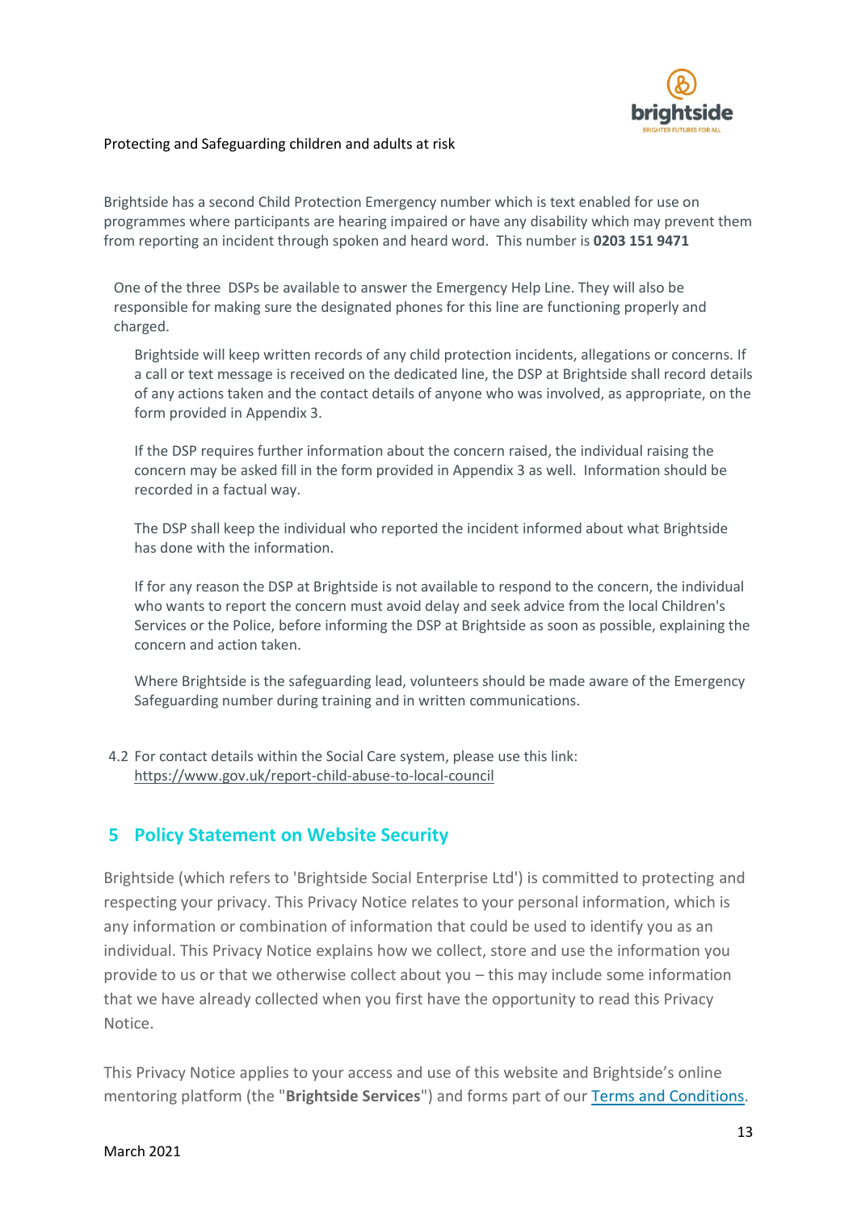Brightside has a second Child Protection Emergency number which is text enabled for use on programmes where participants are hearing impaired or have any disability which may prevent them from reporting an incident through spoken and heard word. This number is **0203 151 9471**

One of the three DSPs be available to answer the Emergency Help Line. They will also be responsible for making sure the designated phones for this line are functioning properly and charged.

Brightside will keep written records of any child protection incidents, allegations or concerns. If a call or text message is received on the dedicated line, the DSP at Brightside shall record details of any actions taken and the contact details of anyone who was involved, as appropriate, on the form provided in Appendix 3.

If the DSP requires further information about the concern raised, the individual raising the concern may be asked fill in the form provided in Appendix 3 as well. Information should be recorded in a factual way.

The DSP shall keep the individual who reported the incident informed about what Brightside has done with the information.

If for any reason the DSP at Brightside is not available to respond to the concern, the individual who wants to report the concern must avoid delay and seek advice from the local Children's Services or the Police, before informing the DSP at Brightside as soon as possible, explaining the concern and action taken.

Where Brightside is the safeguarding lead, volunteers should be made aware of the Emergency Safeguarding number during training and in written communications.

4.2 For contact details within the Social Care system, please use this link: https://www.gov.uk/report-child-abuse-to-local-council

## 5 Policy Statement on Website Security

Brightside (which refers to 'Brightside Social Enterprise Ltd') is committed to protecting and respecting your privacy. This Privacy Notice relates to your personal information, which is any information or combination of information that could be used to identify you as an individual. This Privacy Notice explains how we collect, store and use the information you provide to us or that we otherwise collect about you – this may include some information that we have already collected when you first have the opportunity to read this Privacy Notice.

This Privacy Notice applies to your access and use of this website and Brightside's online mentoring platform (the "**Brightside Services**") and forms part of our Terms and Conditions.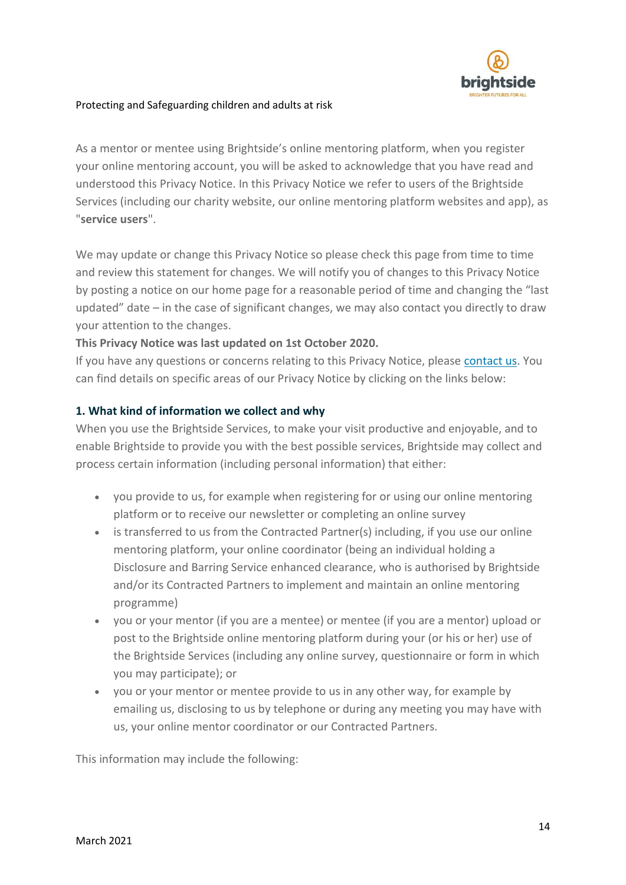As a mentor or mentee using Brightside's online mentoring platform, when you register your online mentoring account, you will be asked to acknowledge that you have read and understood this Privacy Notice. In this Privacy Notice we refer to users of the Brightside Services (including our charity website, our online mentoring platform websites and app), as "**service users**".

We may update or change this Privacy Notice so please check this page from time to time and review this statement for changes. We will notify you of changes to this Privacy Notice by posting a notice on our home page for a reasonable period of time and changing the "last updated" date – in the case of significant changes, we may also contact you directly to draw your attention to the changes.

**This Privacy Notice was last updated on 1st October 2020.**

If you have any questions or concerns relating to this Privacy Notice, please contact us. You can find details on specific areas of our Privacy Notice by clicking on the links below:

### 1. What kind of information we collect and why

When you use the Brightside Services, to make your visit productive and enjoyable, and to enable Brightside to provide you with the best possible services, Brightside may collect and process certain information (including personal information) that either:

- you provide to us, for example when registering for or using our online mentoring platform or to receive our newsletter or completing an online survey
- is transferred to us from the Contracted Partner(s) including, if you use our online mentoring platform, your online coordinator (being an individual holding a Disclosure and Barring Service enhanced clearance, who is authorised by Brightside and/or its Contracted Partners to implement and maintain an online mentoring programme)
- you or your mentor (if you are a mentee) or mentee (if you are a mentor) upload or post to the Brightside online mentoring platform during your (or his or her) use of the Brightside Services (including any online survey, questionnaire or form in which you may participate); or
- you or your mentor or mentee provide to us in any other way, for example by emailing us, disclosing to us by telephone or during any meeting you may have with us, your online mentor coordinator or our Contracted Partners.

This information may include the following: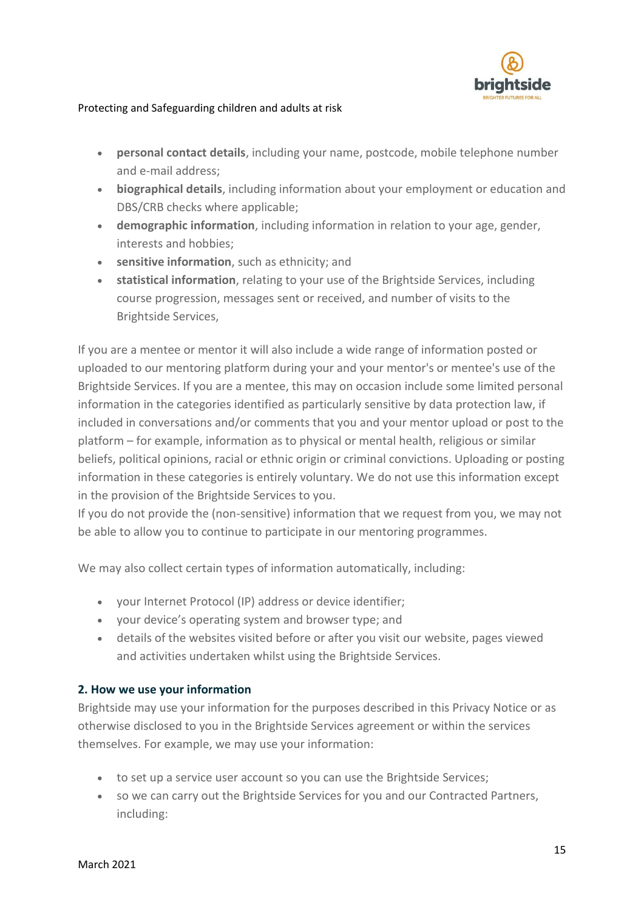- **personal contact details**, including your name, postcode, mobile telephone number and e-mail address;
- **biographical details**, including information about your employment or education and DBS/CRB checks where applicable;
- **demographic information**, including information in relation to your age, gender, interests and hobbies;
- **sensitive information**, such as ethnicity; and
- **statistical information**, relating to your use of the Brightside Services, including course progression, messages sent or received, and number of visits to the Brightside Services,

If you are a mentee or mentor it will also include a wide range of information posted or uploaded to our mentoring platform during your and your mentor's or mentee's use of the Brightside Services. If you are a mentee, this may on occasion include some limited personal information in the categories identified as particularly sensitive by data protection law, if included in conversations and/or comments that you and your mentor upload or post to the platform – for example, information as to physical or mental health, religious or similar beliefs, political opinions, racial or ethnic origin or criminal convictions. Uploading or posting information in these categories is entirely voluntary. We do not use this information except in the provision of the Brightside Services to you.
If you do not provide the (non-sensitive) information that we request from you, we may not be able to allow you to continue to participate in our mentoring programmes.

We may also collect certain types of information automatically, including:

- your Internet Protocol (IP) address or device identifier;
- your device's operating system and browser type; and
- details of the websites visited before or after you visit our website, pages viewed and activities undertaken whilst using the Brightside Services.

### 2. How we use your information

Brightside may use your information for the purposes described in this Privacy Notice or as otherwise disclosed to you in the Brightside Services agreement or within the services themselves. For example, we may use your information:

- to set up a service user account so you can use the Brightside Services;
- so we can carry out the Brightside Services for you and our Contracted Partners, including: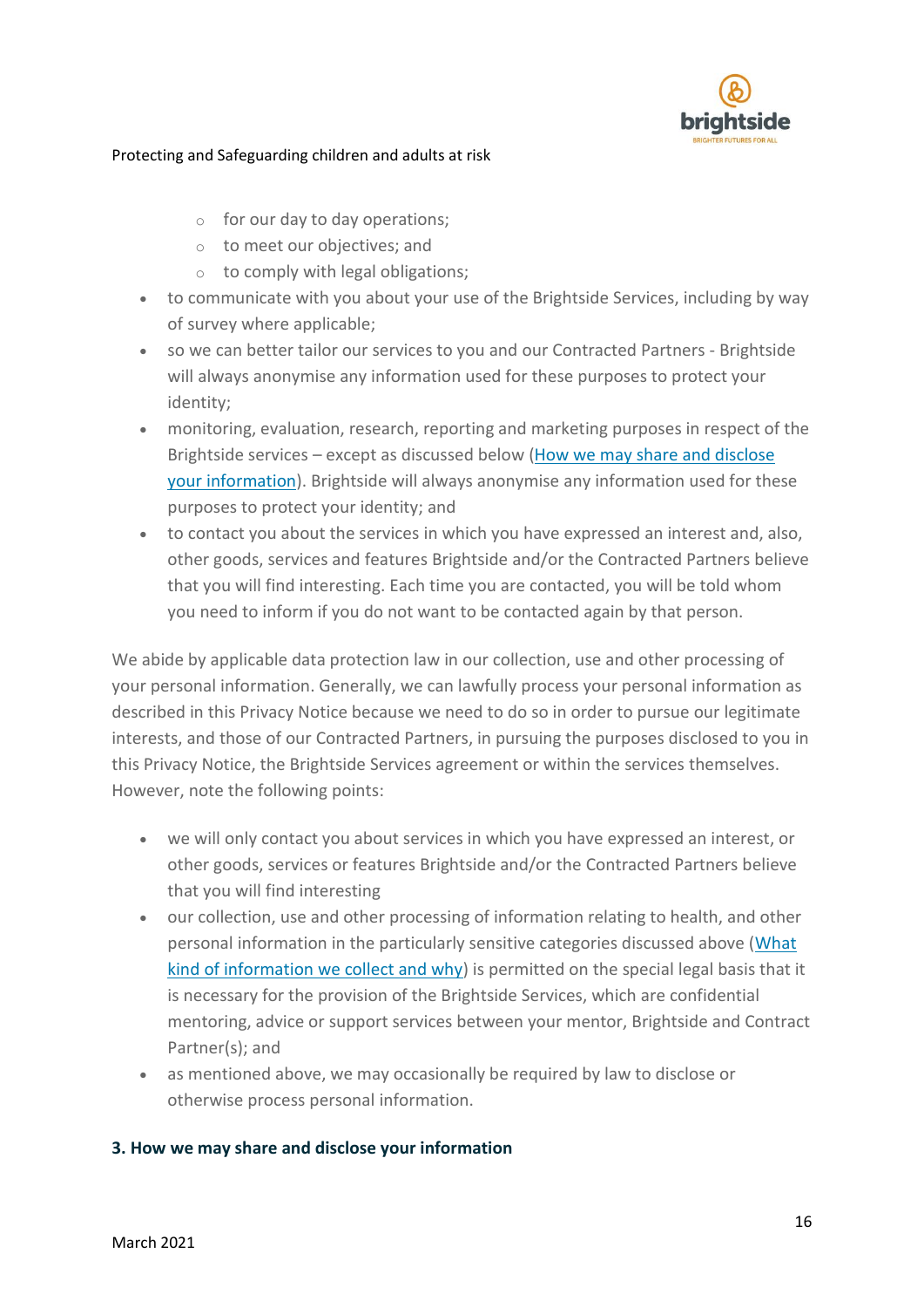- for our day to day operations;
    - to meet our objectives; and
    - to comply with legal obligations;
- to communicate with you about your use of the Brightside Services, including by way of survey where applicable;
- so we can better tailor our services to you and our Contracted Partners - Brightside will always anonymise any information used for these purposes to protect your identity;
- monitoring, evaluation, research, reporting and marketing purposes in respect of the Brightside services – except as discussed below (How we may share and disclose your information). Brightside will always anonymise any information used for these purposes to protect your identity; and
- to contact you about the services in which you have expressed an interest and, also, other goods, services and features Brightside and/or the Contracted Partners believe that you will find interesting. Each time you are contacted, you will be told whom you need to inform if you do not want to be contacted again by that person.

We abide by applicable data protection law in our collection, use and other processing of your personal information. Generally, we can lawfully process your personal information as described in this Privacy Notice because we need to do so in order to pursue our legitimate interests, and those of our Contracted Partners, in pursuing the purposes disclosed to you in this Privacy Notice, the Brightside Services agreement or within the services themselves. However, note the following points:

- we will only contact you about services in which you have expressed an interest, or other goods, services or features Brightside and/or the Contracted Partners believe that you will find interesting
- our collection, use and other processing of information relating to health, and other personal information in the particularly sensitive categories discussed above (What kind of information we collect and why) is permitted on the special legal basis that it is necessary for the provision of the Brightside Services, which are confidential mentoring, advice or support services between your mentor, Brightside and Contract Partner(s); and
- as mentioned above, we may occasionally be required by law to disclose or otherwise process personal information.

**3. How we may share and disclose your information**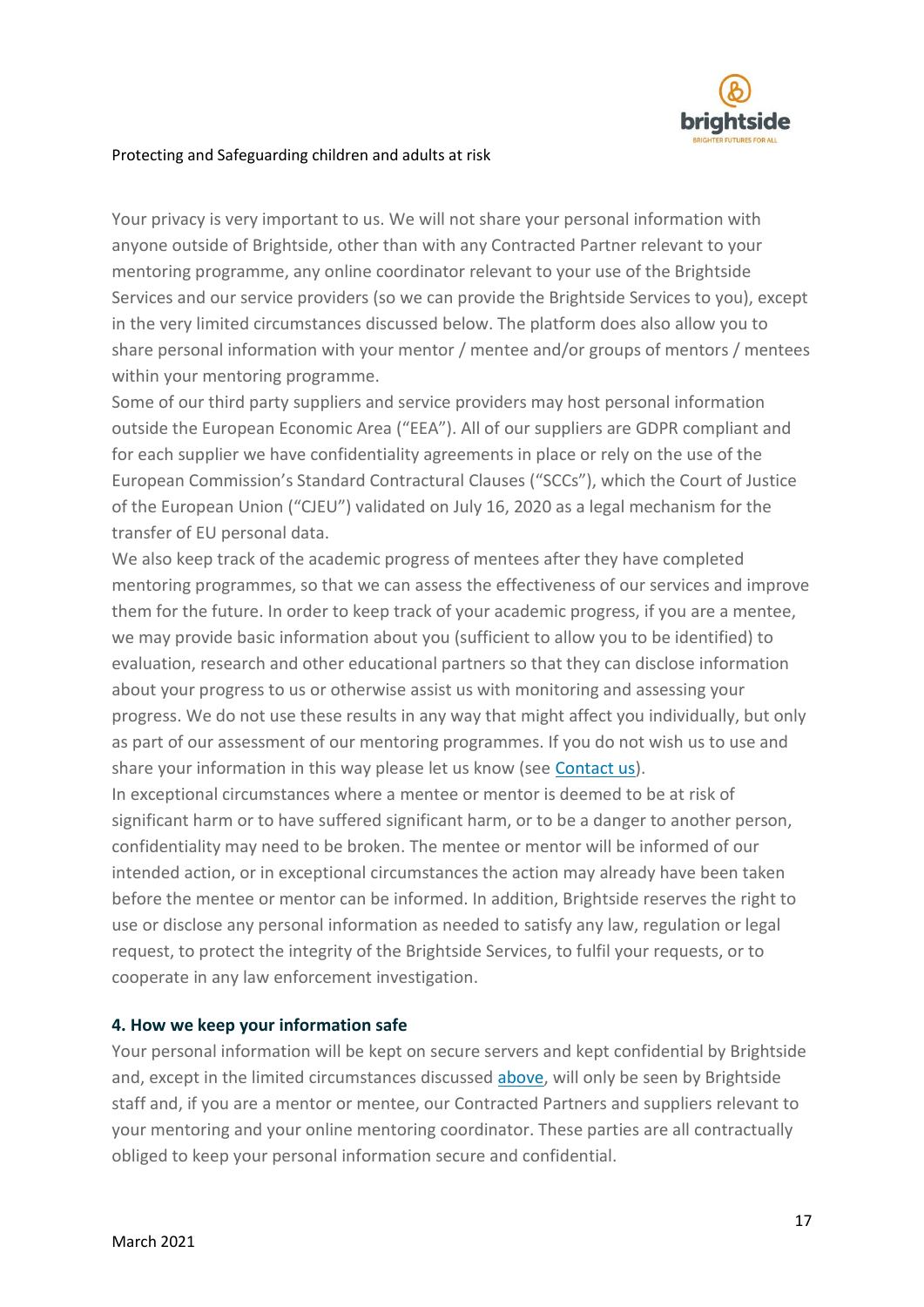Your privacy is very important to us. We will not share your personal information with anyone outside of Brightside, other than with any Contracted Partner relevant to your mentoring programme, any online coordinator relevant to your use of the Brightside Services and our service providers (so we can provide the Brightside Services to you), except in the very limited circumstances discussed below. The platform does also allow you to share personal information with your mentor / mentee and/or groups of mentors / mentees within your mentoring programme.

Some of our third party suppliers and service providers may host personal information outside the European Economic Area ("EEA"). All of our suppliers are GDPR compliant and for each supplier we have confidentiality agreements in place or rely on the use of the European Commission's Standard Contractual Clauses ("SCCs"), which the Court of Justice of the European Union ("CJEU") validated on July 16, 2020 as a legal mechanism for the transfer of EU personal data.

We also keep track of the academic progress of mentees after they have completed mentoring programmes, so that we can assess the effectiveness of our services and improve them for the future. In order to keep track of your academic progress, if you are a mentee, we may provide basic information about you (sufficient to allow you to be identified) to evaluation, research and other educational partners so that they can disclose information about your progress to us or otherwise assist us with monitoring and assessing your progress. We do not use these results in any way that might affect you individually, but only as part of our assessment of our mentoring programmes. If you do not wish us to use and share your information in this way please let us know (see Contact us).

In exceptional circumstances where a mentee or mentor is deemed to be at risk of significant harm or to have suffered significant harm, or to be a danger to another person, confidentiality may need to be broken. The mentee or mentor will be informed of our intended action, or in exceptional circumstances the action may already have been taken before the mentee or mentor can be informed. In addition, Brightside reserves the right to use or disclose any personal information as needed to satisfy any law, regulation or legal request, to protect the integrity of the Brightside Services, to fulfil your requests, or to cooperate in any law enforcement investigation.

#### 4. How we keep your information safe

Your personal information will be kept on secure servers and kept confidential by Brightside and, except in the limited circumstances discussed above, will only be seen by Brightside staff and, if you are a mentor or mentee, our Contracted Partners and suppliers relevant to your mentoring and your online mentoring coordinator. These parties are all contractually obliged to keep your personal information secure and confidential.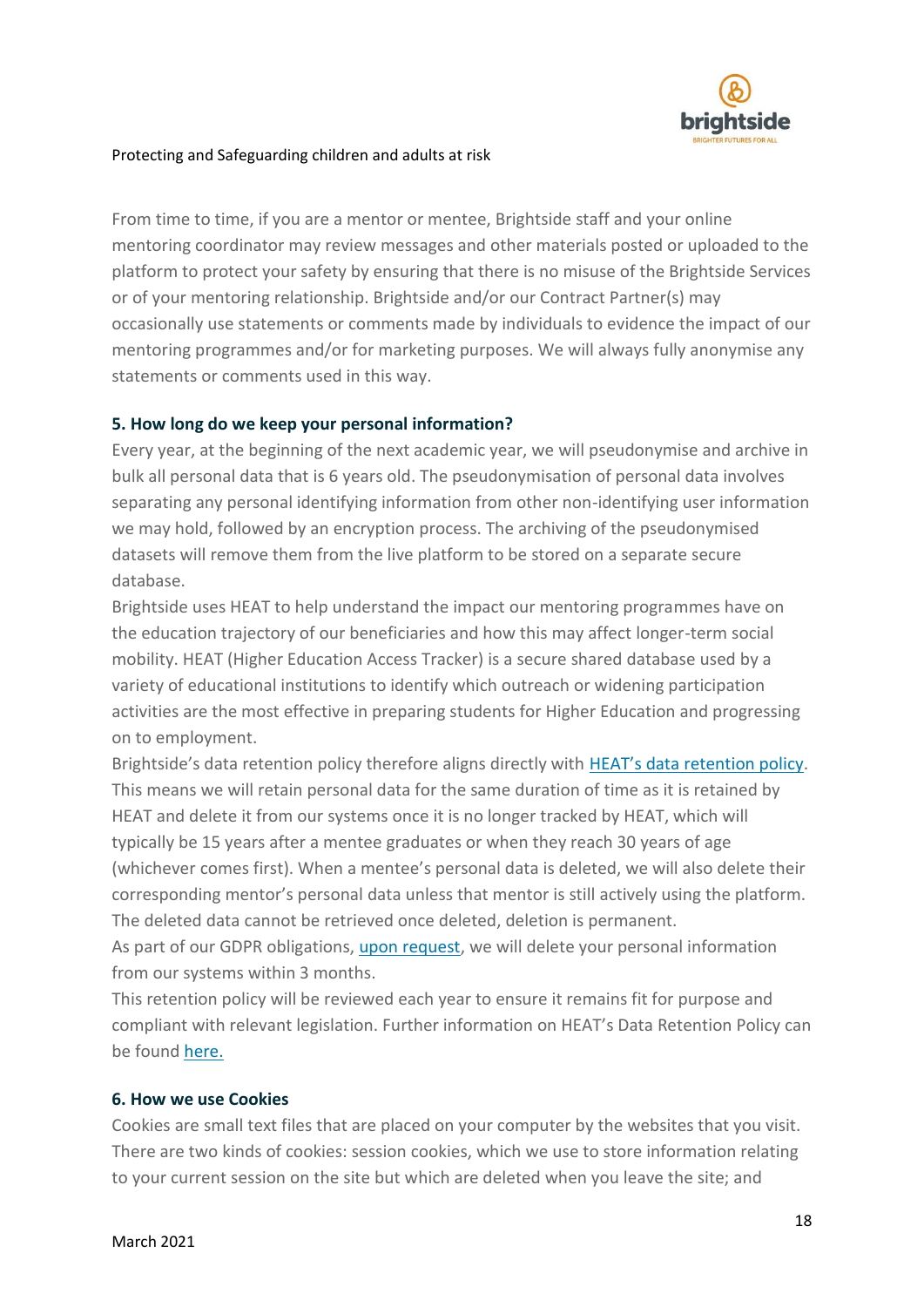From time to time, if you are a mentor or mentee, Brightside staff and your online mentoring coordinator may review messages and other materials posted or uploaded to the platform to protect your safety by ensuring that there is no misuse of the Brightside Services or of your mentoring relationship. Brightside and/or our Contract Partner(s) may occasionally use statements or comments made by individuals to evidence the impact of our mentoring programmes and/or for marketing purposes. We will always fully anonymise any statements or comments used in this way.

## 5. How long do we keep your personal information?

Every year, at the beginning of the next academic year, we will pseudonymise and archive in bulk all personal data that is 6 years old. The pseudonymisation of personal data involves separating any personal identifying information from other non-identifying user information we may hold, followed by an encryption process. The archiving of the pseudonymised datasets will remove them from the live platform to be stored on a separate secure database.

Brightside uses HEAT to help understand the impact our mentoring programmes have on the education trajectory of our beneficiaries and how this may affect longer-term social mobility. HEAT (Higher Education Access Tracker) is a secure shared database used by a variety of educational institutions to identify which outreach or widening participation activities are the most effective in preparing students for Higher Education and progressing on to employment.

Brightside's data retention policy therefore aligns directly with [HEAT's data retention policy](). This means we will retain personal data for the same duration of time as it is retained by HEAT and delete it from our systems once it is no longer tracked by HEAT, which will typically be 15 years after a mentee graduates or when they reach 30 years of age (whichever comes first). When a mentee's personal data is deleted, we will also delete their corresponding mentor's personal data unless that mentor is still actively using the platform. The deleted data cannot be retrieved once deleted, deletion is permanent.

As part of our GDPR obligations, [upon request](), we will delete your personal information from our systems within 3 months.

This retention policy will be reviewed each year to ensure it remains fit for purpose and compliant with relevant legislation. Further information on HEAT's Data Retention Policy can be found [here.]()

## 6. How we use Cookies

Cookies are small text files that are placed on your computer by the websites that you visit. There are two kinds of cookies: session cookies, which we use to store information relating to your current session on the site but which are deleted when you leave the site; and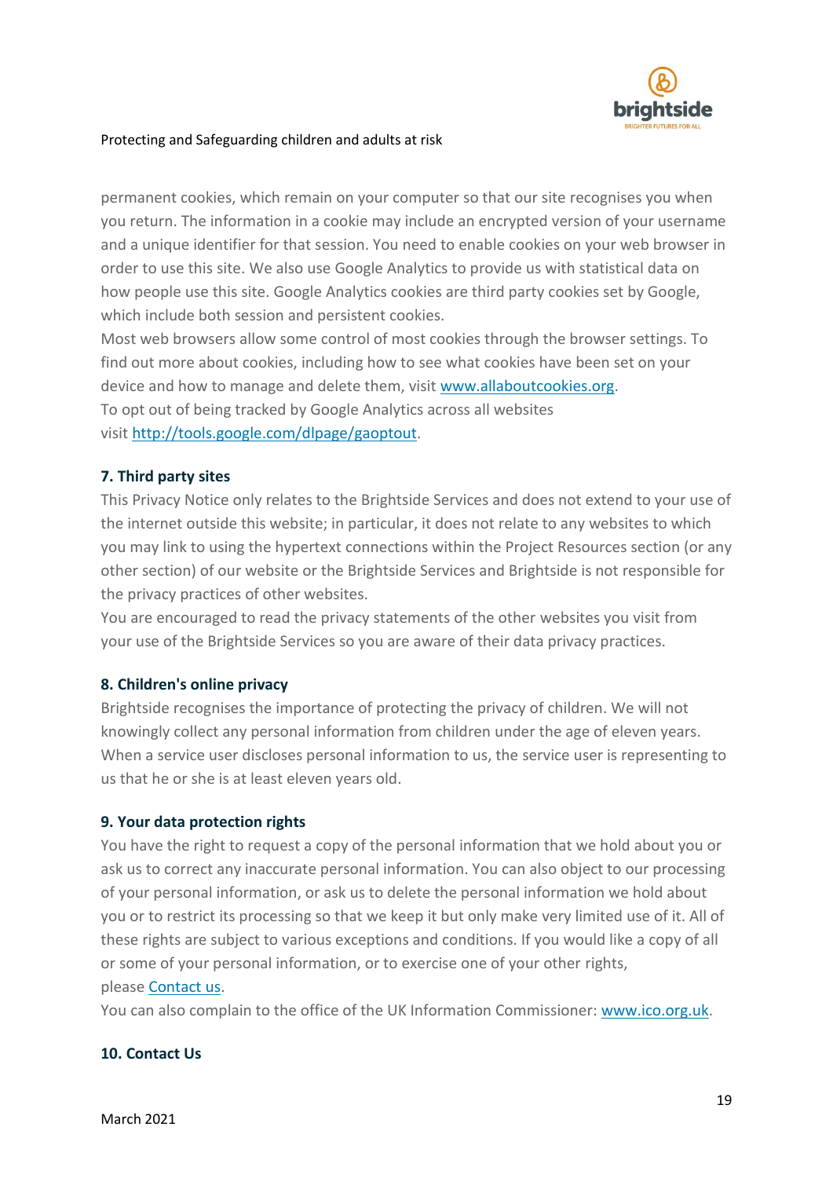permanent cookies, which remain on your computer so that our site recognises you when you return. The information in a cookie may include an encrypted version of your username and a unique identifier for that session. You need to enable cookies on your web browser in order to use this site. We also use Google Analytics to provide us with statistical data on how people use this site. Google Analytics cookies are third party cookies set by Google, which include both session and persistent cookies.

Most web browsers allow some control of most cookies through the browser settings. To find out more about cookies, including how to see what cookies have been set on your device and how to manage and delete them, visit [www.allaboutcookies.org](http://www.allaboutcookies.org).

To opt out of being tracked by Google Analytics across all websites visit [http://tools.google.com/dlpage/gaoptout](http://tools.google.com/dlpage/gaoptout).

**7. Third party sites**

This Privacy Notice only relates to the Brightside Services and does not extend to your use of the internet outside this website; in particular, it does not relate to any websites to which you may link to using the hypertext connections within the Project Resources section (or any other section) of our website or the Brightside Services and Brightside is not responsible for the privacy practices of other websites.

You are encouraged to read the privacy statements of the other websites you visit from your use of the Brightside Services so you are aware of their data privacy practices.

**8. Children's online privacy**

Brightside recognises the importance of protecting the privacy of children. We will not knowingly collect any personal information from children under the age of eleven years. When a service user discloses personal information to us, the service user is representing to us that he or she is at least eleven years old.

**9. Your data protection rights**

You have the right to request a copy of the personal information that we hold about you or ask us to correct any inaccurate personal information. You can also object to our processing of your personal information, or ask us to delete the personal information we hold about you or to restrict its processing so that we keep it but only make very limited use of it. All of these rights are subject to various exceptions and conditions. If you would like a copy of all or some of your personal information, or to exercise one of your other rights, please Contact us.

You can also complain to the office of the UK Information Commissioner: [www.ico.org.uk](http://www.ico.org.uk).

**10. Contact Us**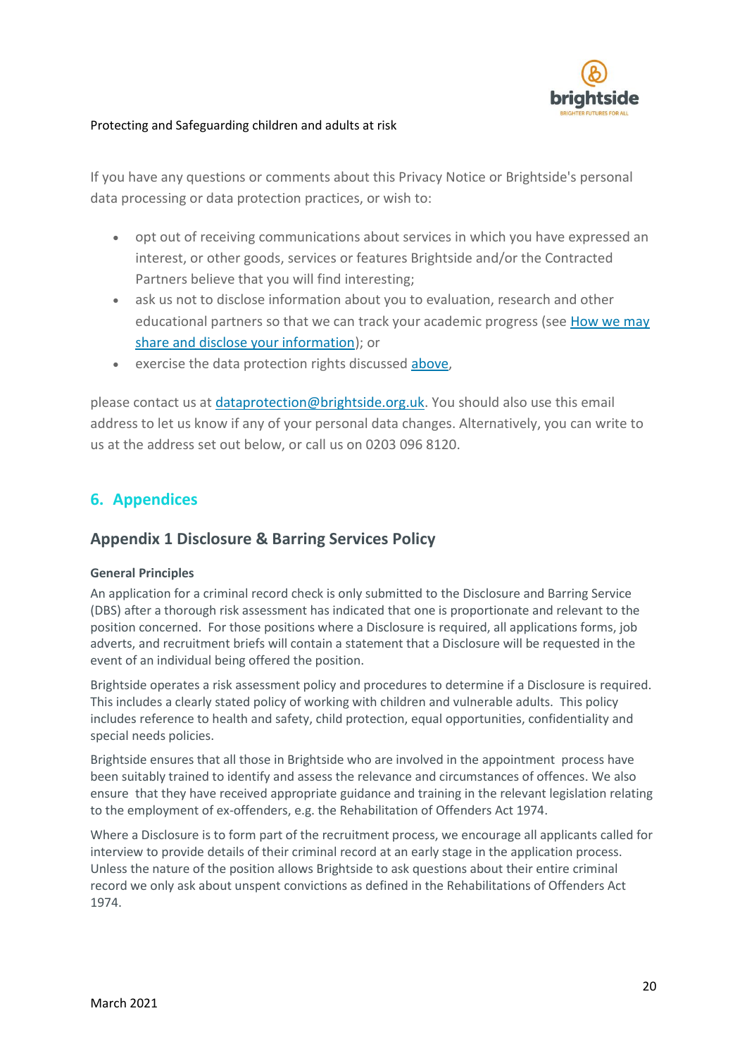If you have any questions or comments about this Privacy Notice or Brightside's personal data processing or data protection practices, or wish to:

- opt out of receiving communications about services in which you have expressed an interest, or other goods, services or features Brightside and/or the Contracted Partners believe that you will find interesting;
- ask us not to disclose information about you to evaluation, research and other educational partners so that we can track your academic progress (see How we may share and disclose your information); or
- exercise the data protection rights discussed above,

please contact us at dataprotection@brightside.org.uk. You should also use this email address to let us know if any of your personal data changes. Alternatively, you can write to us at the address set out below, or call us on 0203 096 8120.

## 6. Appendices

### Appendix 1 Disclosure & Barring Services Policy

**General Principles**

An application for a criminal record check is only submitted to the Disclosure and Barring Service (DBS) after a thorough risk assessment has indicated that one is proportionate and relevant to the position concerned. For those positions where a Disclosure is required, all applications forms, job adverts, and recruitment briefs will contain a statement that a Disclosure will be requested in the event of an individual being offered the position.

Brightside operates a risk assessment policy and procedures to determine if a Disclosure is required. This includes a clearly stated policy of working with children and vulnerable adults. This policy includes reference to health and safety, child protection, equal opportunities, confidentiality and special needs policies.

Brightside ensures that all those in Brightside who are involved in the appointment process have been suitably trained to identify and assess the relevance and circumstances of offences. We also ensure that they have received appropriate guidance and training in the relevant legislation relating to the employment of ex-offenders, e.g. the Rehabilitation of Offenders Act 1974.

Where a Disclosure is to form part of the recruitment process, we encourage all applicants called for interview to provide details of their criminal record at an early stage in the application process. Unless the nature of the position allows Brightside to ask questions about their entire criminal record we only ask about unspent convictions as defined in the Rehabilitations of Offenders Act 1974.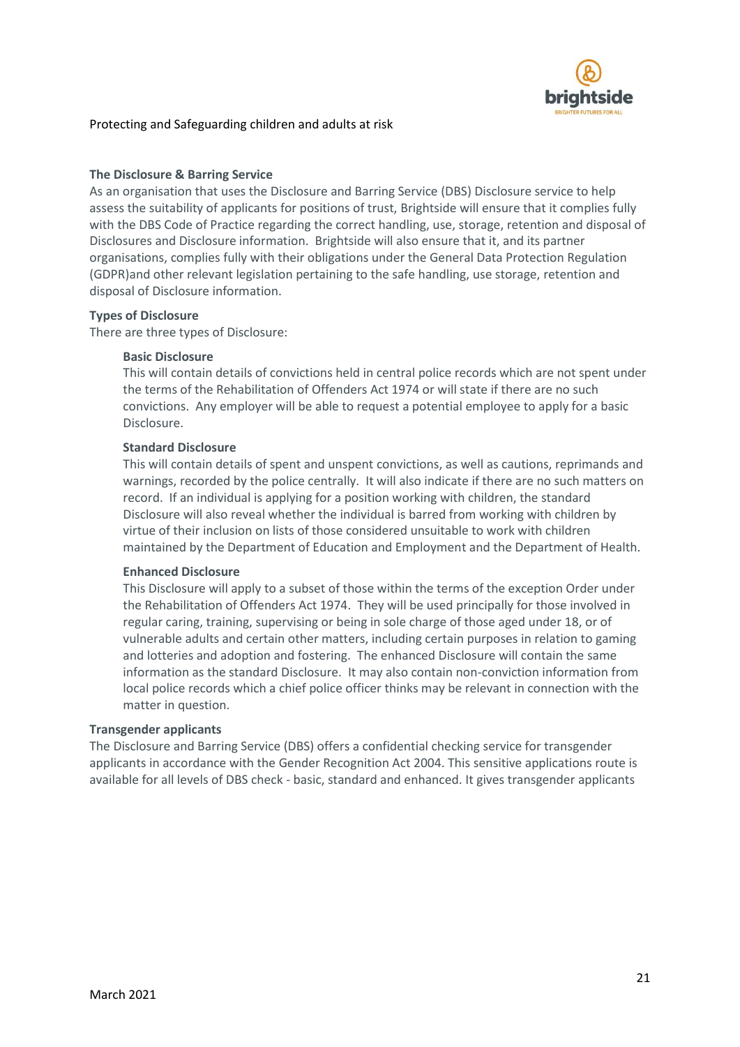Protecting and Safeguarding children and adults at risk

**The Disclosure & Barring Service**

As an organisation that uses the Disclosure and Barring Service (DBS) Disclosure service to help assess the suitability of applicants for positions of trust, Brightside will ensure that it complies fully with the DBS Code of Practice regarding the correct handling, use, storage, retention and disposal of Disclosures and Disclosure information. Brightside will also ensure that it, and its partner organisations, complies fully with their obligations under the General Data Protection Regulation (GDPR)and other relevant legislation pertaining to the safe handling, use storage, retention and disposal of Disclosure information.

**Types of Disclosure**

There are three types of Disclosure:

**Basic Disclosure**

This will contain details of convictions held in central police records which are not spent under the terms of the Rehabilitation of Offenders Act 1974 or will state if there are no such convictions. Any employer will be able to request a potential employee to apply for a basic Disclosure.

**Standard Disclosure**

This will contain details of spent and unspent convictions, as well as cautions, reprimands and warnings, recorded by the police centrally. It will also indicate if there are no such matters on record. If an individual is applying for a position working with children, the standard Disclosure will also reveal whether the individual is barred from working with children by virtue of their inclusion on lists of those considered unsuitable to work with children maintained by the Department of Education and Employment and the Department of Health.

**Enhanced Disclosure**

This Disclosure will apply to a subset of those within the terms of the exception Order under the Rehabilitation of Offenders Act 1974. They will be used principally for those involved in regular caring, training, supervising or being in sole charge of those aged under 18, or of vulnerable adults and certain other matters, including certain purposes in relation to gaming and lotteries and adoption and fostering. The enhanced Disclosure will contain the same information as the standard Disclosure. It may also contain non-conviction information from local police records which a chief police officer thinks may be relevant in connection with the matter in question.

**Transgender applicants**

The Disclosure and Barring Service (DBS) offers a confidential checking service for transgender applicants in accordance with the Gender Recognition Act 2004. This sensitive applications route is available for all levels of DBS check - basic, standard and enhanced. It gives transgender applicants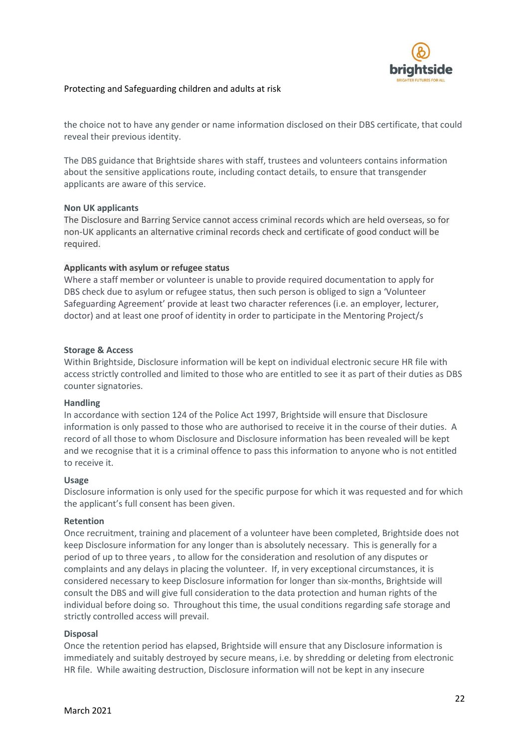the choice not to have any gender or name information disclosed on their DBS certificate, that could reveal their previous identity.

The DBS guidance that Brightside shares with staff, trustees and volunteers contains information about the sensitive applications route, including contact details, to ensure that transgender applicants are aware of this service.

**Non UK applicants**

The Disclosure and Barring Service cannot access criminal records which are held overseas, so for non-UK applicants an alternative criminal records check and certificate of good conduct will be required.

**Applicants with asylum or refugee status**

Where a staff member or volunteer is unable to provide required documentation to apply for DBS check due to asylum or refugee status, then such person is obliged to sign a 'Volunteer Safeguarding Agreement' provide at least two character references (i.e. an employer, lecturer, doctor) and at least one proof of identity in order to participate in the Mentoring Project/s

**Storage & Access**

Within Brightside, Disclosure information will be kept on individual electronic secure HR file with access strictly controlled and limited to those who are entitled to see it as part of their duties as DBS counter signatories.

**Handling**

In accordance with section 124 of the Police Act 1997, Brightside will ensure that Disclosure information is only passed to those who are authorised to receive it in the course of their duties. A record of all those to whom Disclosure and Disclosure information has been revealed will be kept and we recognise that it is a criminal offence to pass this information to anyone who is not entitled to receive it.

**Usage**

Disclosure information is only used for the specific purpose for which it was requested and for which the applicant's full consent has been given.

**Retention**

Once recruitment, training and placement of a volunteer have been completed, Brightside does not keep Disclosure information for any longer than is absolutely necessary. This is generally for a period of up to three years , to allow for the consideration and resolution of any disputes or complaints and any delays in placing the volunteer. If, in very exceptional circumstances, it is considered necessary to keep Disclosure information for longer than six-months, Brightside will consult the DBS and will give full consideration to the data protection and human rights of the individual before doing so. Throughout this time, the usual conditions regarding safe storage and strictly controlled access will prevail.

**Disposal**

Once the retention period has elapsed, Brightside will ensure that any Disclosure information is immediately and suitably destroyed by secure means, i.e. by shredding or deleting from electronic HR file. While awaiting destruction, Disclosure information will not be kept in any insecure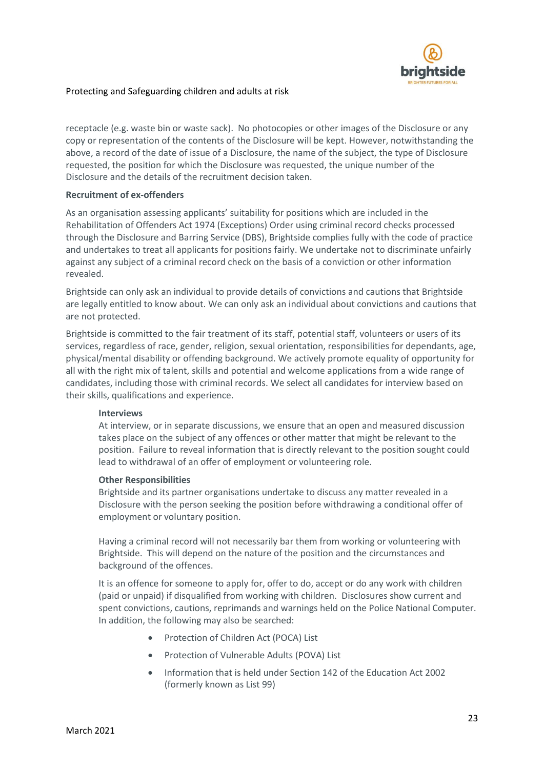receptacle (e.g. waste bin or waste sack). No photocopies or other images of the Disclosure or any copy or representation of the contents of the Disclosure will be kept. However, notwithstanding the above, a record of the date of issue of a Disclosure, the name of the subject, the type of Disclosure requested, the position for which the Disclosure was requested, the unique number of the Disclosure and the details of the recruitment decision taken.

**Recruitment of ex-offenders**

As an organisation assessing applicants' suitability for positions which are included in the Rehabilitation of Offenders Act 1974 (Exceptions) Order using criminal record checks processed through the Disclosure and Barring Service (DBS), Brightside complies fully with the code of practice and undertakes to treat all applicants for positions fairly. We undertake not to discriminate unfairly against any subject of a criminal record check on the basis of a conviction or other information revealed.

Brightside can only ask an individual to provide details of convictions and cautions that Brightside are legally entitled to know about. We can only ask an individual about convictions and cautions that are not protected.

Brightside is committed to the fair treatment of its staff, potential staff, volunteers or users of its services, regardless of race, gender, religion, sexual orientation, responsibilities for dependants, age, physical/mental disability or offending background. We actively promote equality of opportunity for all with the right mix of talent, skills and potential and welcome applications from a wide range of candidates, including those with criminal records. We select all candidates for interview based on their skills, qualifications and experience.

**Interviews**

At interview, or in separate discussions, we ensure that an open and measured discussion takes place on the subject of any offences or other matter that might be relevant to the position. Failure to reveal information that is directly relevant to the position sought could lead to withdrawal of an offer of employment or volunteering role.

**Other Responsibilities**

Brightside and its partner organisations undertake to discuss any matter revealed in a Disclosure with the person seeking the position before withdrawing a conditional offer of employment or voluntary position.

Having a criminal record will not necessarily bar them from working or volunteering with Brightside. This will depend on the nature of the position and the circumstances and background of the offences.

It is an offence for someone to apply for, offer to do, accept or do any work with children (paid or unpaid) if disqualified from working with children. Disclosures show current and spent convictions, cautions, reprimands and warnings held on the Police National Computer. In addition, the following may also be searched:

- Protection of Children Act (POCA) List
- Protection of Vulnerable Adults (POVA) List
- Information that is held under Section 142 of the Education Act 2002 (formerly known as List 99)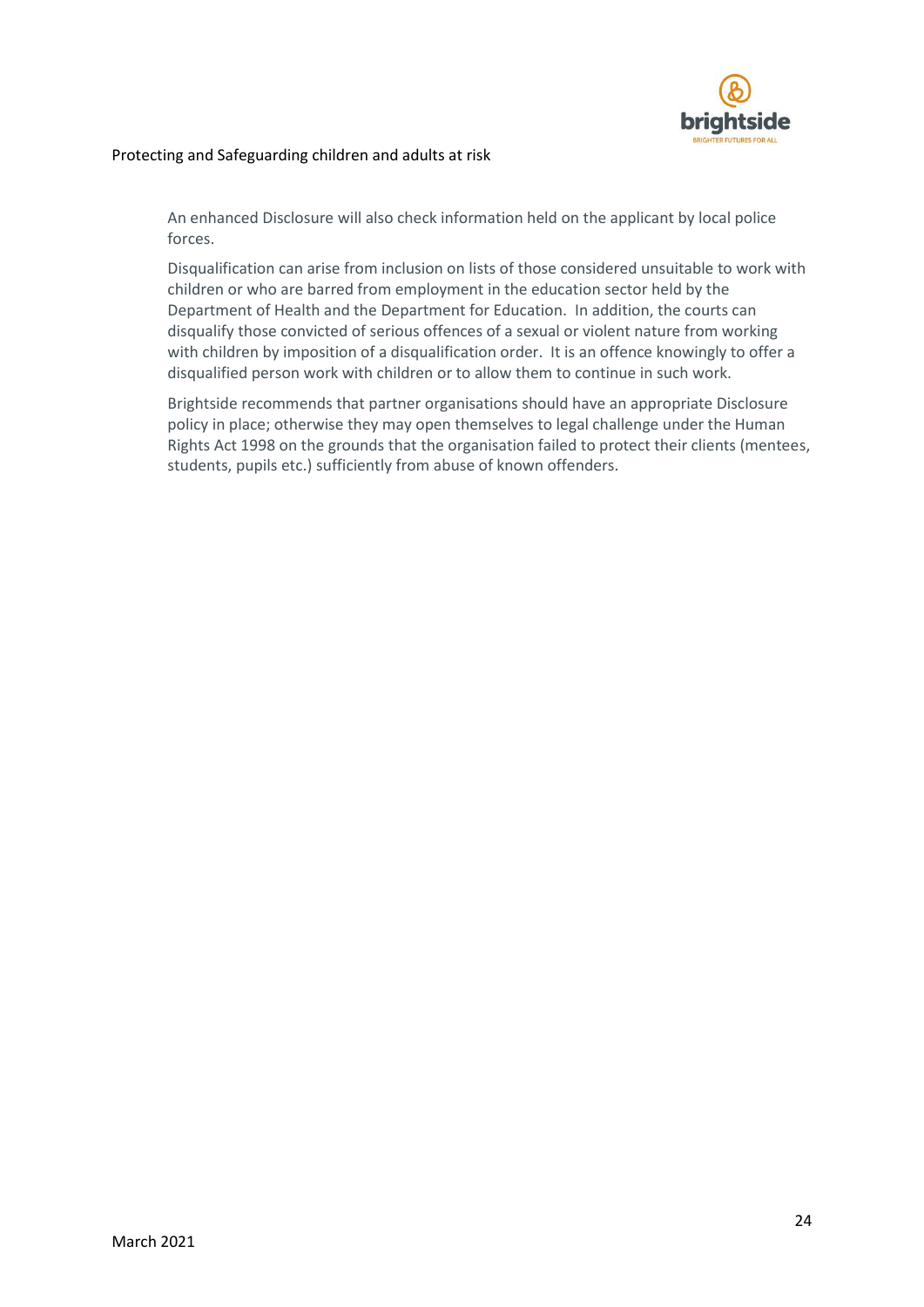An enhanced Disclosure will also check information held on the applicant by local police forces.

Disqualification can arise from inclusion on lists of those considered unsuitable to work with children or who are barred from employment in the education sector held by the Department of Health and the Department for Education. In addition, the courts can disqualify those convicted of serious offences of a sexual or violent nature from working with children by imposition of a disqualification order. It is an offence knowingly to offer a disqualified person work with children or to allow them to continue in such work.

Brightside recommends that partner organisations should have an appropriate Disclosure policy in place; otherwise they may open themselves to legal challenge under the Human Rights Act 1998 on the grounds that the organisation failed to protect their clients (mentees, students, pupils etc.) sufficiently from abuse of known offenders.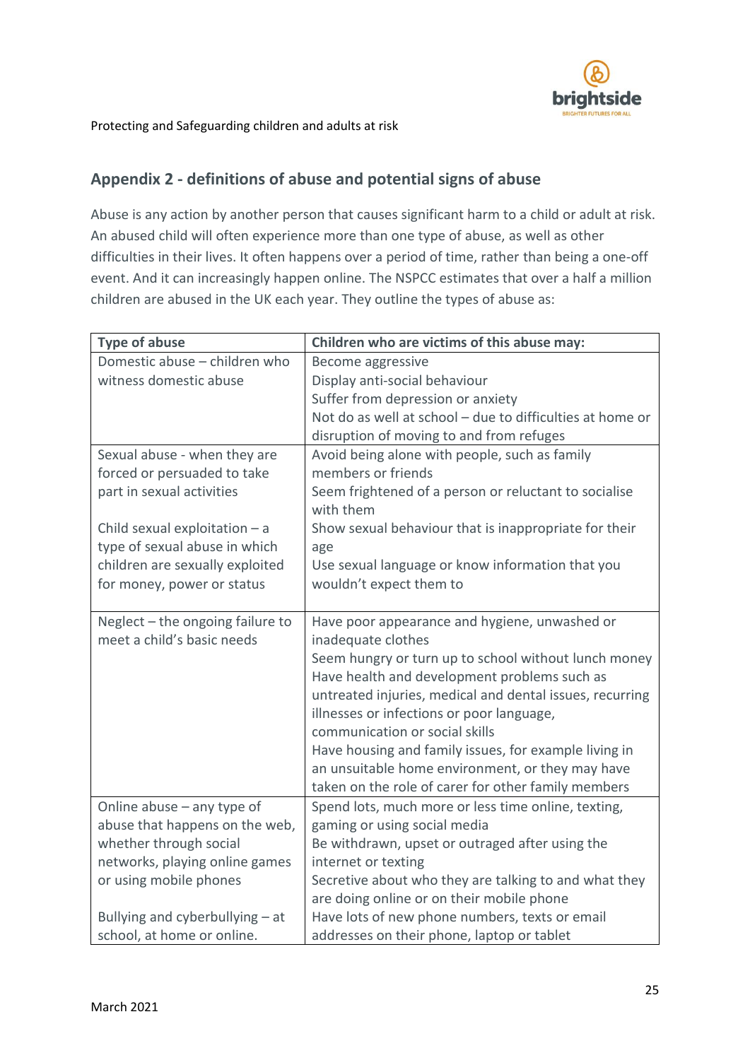## Appendix 2 - definitions of abuse and potential signs of abuse

Abuse is any action by another person that causes significant harm to a child or adult at risk. An abused child will often experience more than one type of abuse, as well as other difficulties in their lives. It often happens over a period of time, rather than being a one-off event. And it can increasingly happen online. The NSPCC estimates that over a half a million children are abused in the UK each year. They outline the types of abuse as:

| Type of abuse | Children who are victims of this abuse may: |
|---|---|
| Domestic abuse – children who witness domestic abuse | Become aggressive<br>Display anti-social behaviour<br>Suffer from depression or anxiety<br>Not do as well at school – due to difficulties at home or disruption of moving to and from refuges |
| Sexual abuse - when they are forced or persuaded to take part in sexual activities<br><br>Child sexual exploitation – a type of sexual abuse in which children are sexually exploited for money, power or status | Avoid being alone with people, such as family members or friends<br>Seem frightened of a person or reluctant to socialise with them<br>Show sexual behaviour that is inappropriate for their age<br>Use sexual language or know information that you wouldn't expect them to |
| Neglect – the ongoing failure to meet a child's basic needs | Have poor appearance and hygiene, unwashed or inadequate clothes<br>Seem hungry or turn up to school without lunch money<br>Have health and development problems such as untreated injuries, medical and dental issues, recurring illnesses or infections or poor language, communication or social skills<br>Have housing and family issues, for example living in an unsuitable home environment, or they may have taken on the role of carer for other family members |
| Online abuse – any type of abuse that happens on the web, whether through social networks, playing online games or using mobile phones<br><br>Bullying and cyberbullying – at school, at home or online. | Spend lots, much more or less time online, texting, gaming or using social media<br>Be withdrawn, upset or outraged after using the internet or texting<br>Secretive about who they are talking to and what they are doing online or on their mobile phone<br>Have lots of new phone numbers, texts or email addresses on their phone, laptop or tablet |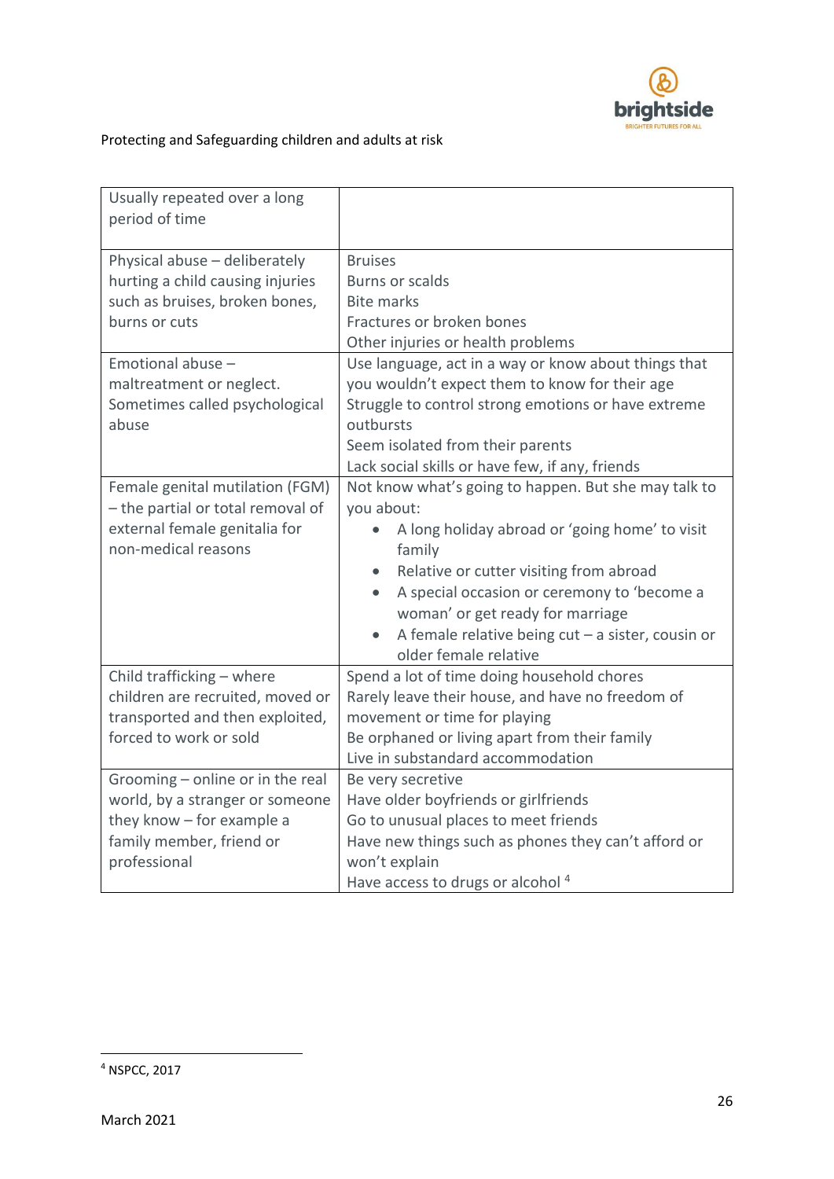| | |
|---|---|
| Usually repeated over a long period of time | |
| Physical abuse – deliberately hurting a child causing injuries such as bruises, broken bones, burns or cuts | Bruises<br>Burns or scalds<br>Bite marks<br>Fractures or broken bones<br>Other injuries or health problems |
| Emotional abuse – maltreatment or neglect. Sometimes called psychological abuse | Use language, act in a way or know about things that you wouldn't expect them to know for their age<br>Struggle to control strong emotions or have extreme outbursts<br>Seem isolated from their parents<br>Lack social skills or have few, if any, friends |
| Female genital mutilation (FGM) – the partial or total removal of external female genitalia for non-medical reasons | Not know what's going to happen. But she may talk to you about:<br>• A long holiday abroad or 'going home' to visit family<br>• Relative or cutter visiting from abroad<br>• A special occasion or ceremony to 'become a woman' or get ready for marriage<br>• A female relative being cut – a sister, cousin or older female relative |
| Child trafficking – where children are recruited, moved or transported and then exploited, forced to work or sold | Spend a lot of time doing household chores<br>Rarely leave their house, and have no freedom of movement or time for playing<br>Be orphaned or living apart from their family<br>Live in substandard accommodation |
| Grooming – online or in the real world, by a stranger or someone they know – for example a family member, friend or professional | Be very secretive<br>Have older boyfriends or girlfriends<br>Go to unusual places to meet friends<br>Have new things such as phones they can't afford or won't explain<br>Have access to drugs or alcohol [4] |

[4] NSPCC, 2017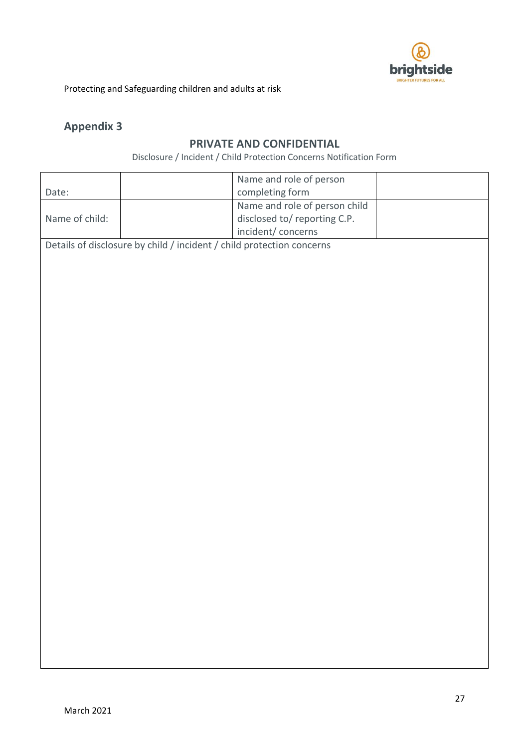## Appendix 3

### PRIVATE AND CONFIDENTIAL

Disclosure / Incident / Child Protection Concerns Notification Form

| Date: | | Name and role of person completing form | |
|---|---|---|---|
| Name of child: | | Name and role of person child disclosed to/ reporting C.P. incident/ concerns | |
| Details of disclosure by child / incident / child protection concerns | | | |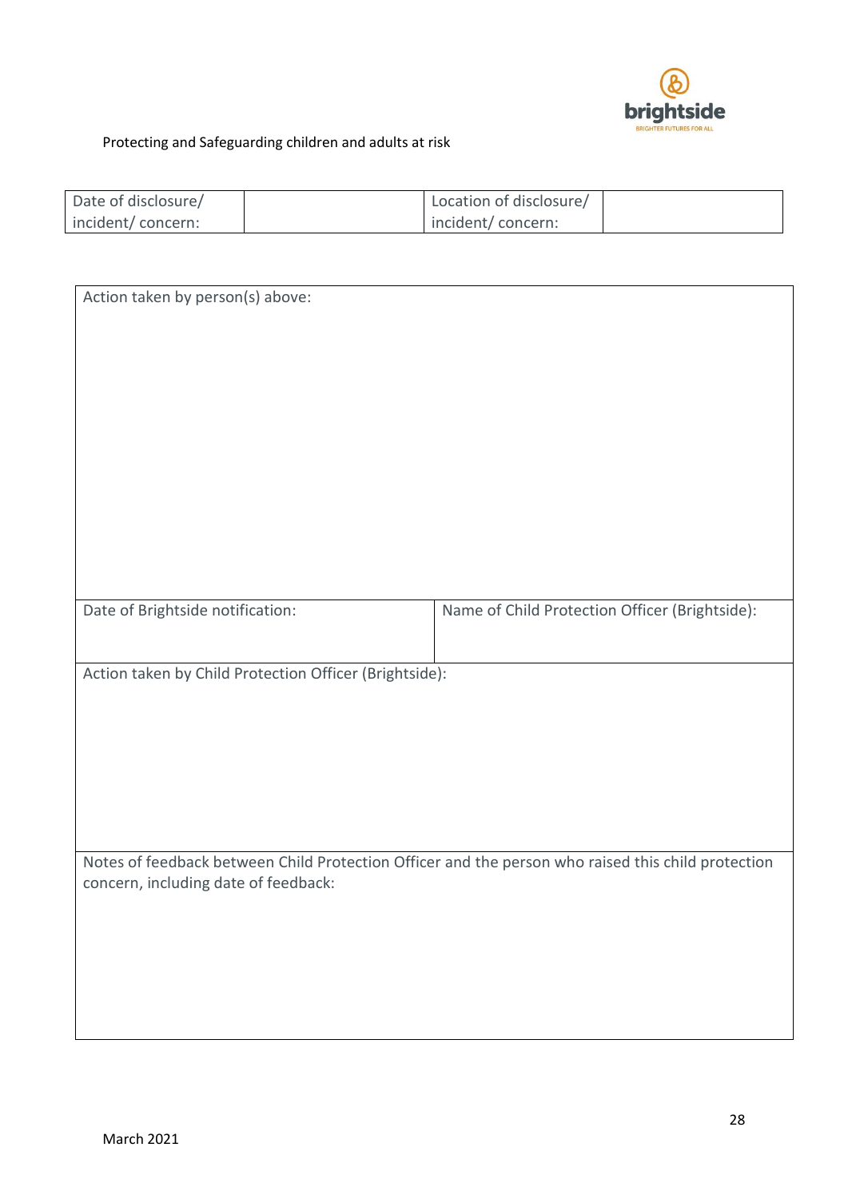| Date of disclosure/ incident/ concern: | | Location of disclosure/ incident/ concern: | |
|---|---|---|---|

| Action taken by person(s) above: | |
|---|---|
| Date of Brightside notification: | Name of Child Protection Officer (Brightside): |
| Action taken by Child Protection Officer (Brightside): | |
| Notes of feedback between Child Protection Officer and the person who raised this child protection concern, including date of feedback: | |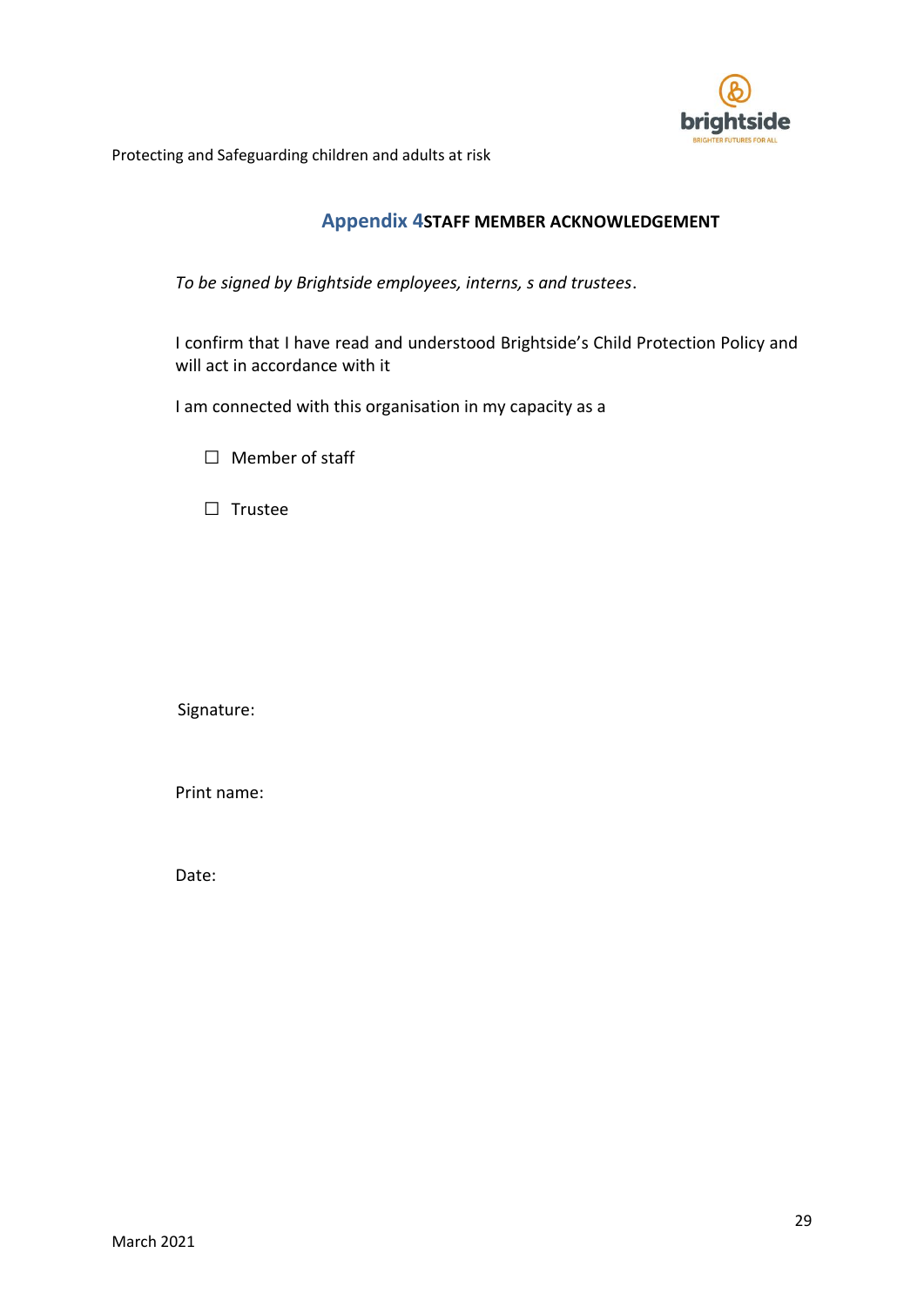## Appendix 4 STAFF MEMBER ACKNOWLEDGEMENT

*To be signed by Brightside employees, interns, s and trustees*.

I confirm that I have read and understood Brightside's Child Protection Policy and will act in accordance with it

I am connected with this organisation in my capacity as a

☐ Member of staff

☐ Trustee

Signature:

Print name:

Date: